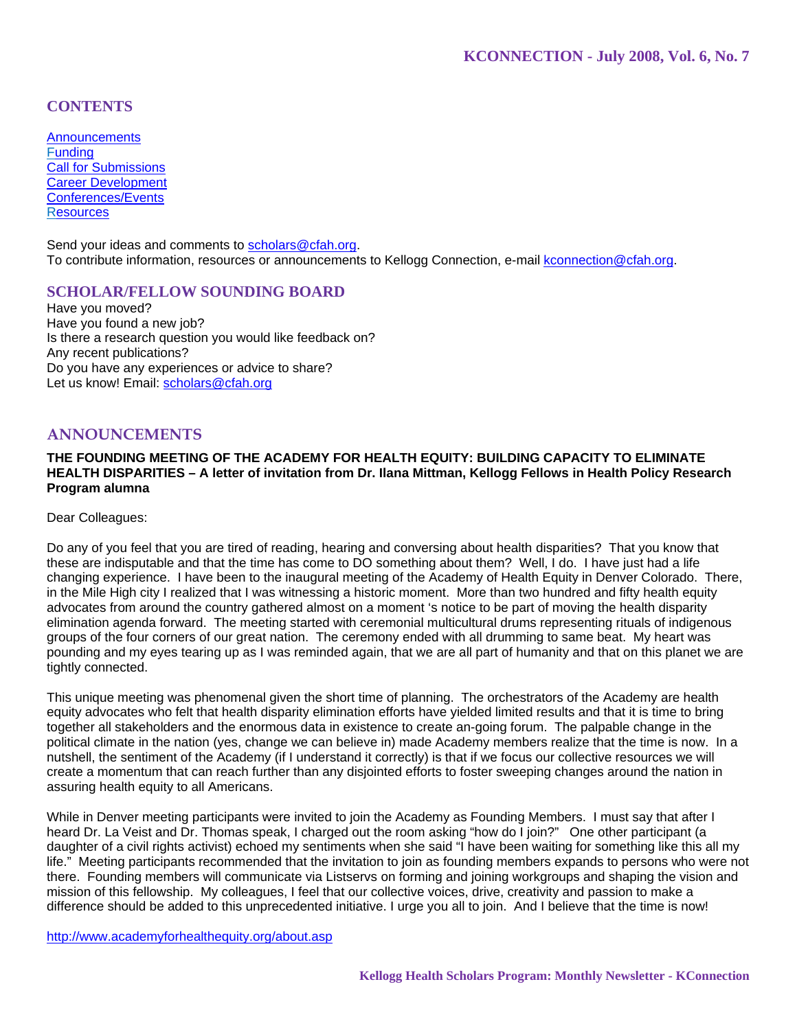# KCONNECTION - July 2008, Vol. 6, No. 7

## CONTENTS

Announcements
Funding
Call for Submissions
Career Development
Conferences/Events
Resources

Send your ideas and comments to scholars@cfah.org.
To contribute information, resources or announcements to Kellogg Connection, e-mail kconnection@cfah.org.

## SCHOLAR/FELLOW SOUNDING BOARD

Have you moved?
Have you found a new job?
Is there a research question you would like feedback on?
Any recent publications?
Do you have any experiences or advice to share?
Let us know! Email: scholars@cfah.org

## ANNOUNCEMENTS

**THE FOUNDING MEETING OF THE ACADEMY FOR HEALTH EQUITY: BUILDING CAPACITY TO ELIMINATE HEALTH DISPARITIES – A letter of invitation from Dr. Ilana Mittman, Kellogg Fellows in Health Policy Research Program alumna**

Dear Colleagues:

Do any of you feel that you are tired of reading, hearing and conversing about health disparities? That you know that these are indisputable and that the time has come to DO something about them? Well, I do. I have just had a life changing experience. I have been to the inaugural meeting of the Academy of Health Equity in Denver Colorado. There, in the Mile High city I realized that I was witnessing a historic moment. More than two hundred and fifty health equity advocates from around the country gathered almost on a moment 's notice to be part of moving the health disparity elimination agenda forward. The meeting started with ceremonial multicultural drums representing rituals of indigenous groups of the four corners of our great nation. The ceremony ended with all drumming to same beat. My heart was pounding and my eyes tearing up as I was reminded again, that we are all part of humanity and that on this planet we are tightly connected.

This unique meeting was phenomenal given the short time of planning. The orchestrators of the Academy are health equity advocates who felt that health disparity elimination efforts have yielded limited results and that it is time to bring together all stakeholders and the enormous data in existence to create an-going forum. The palpable change in the political climate in the nation (yes, change we can believe in) made Academy members realize that the time is now. In a nutshell, the sentiment of the Academy (if I understand it correctly) is that if we focus our collective resources we will create a momentum that can reach further than any disjointed efforts to foster sweeping changes around the nation in assuring health equity to all Americans.

While in Denver meeting participants were invited to join the Academy as Founding Members. I must say that after I heard Dr. La Veist and Dr. Thomas speak, I charged out the room asking "how do I join?" One other participant (a daughter of a civil rights activist) echoed my sentiments when she said "I have been waiting for something like this all my life." Meeting participants recommended that the invitation to join as founding members expands to persons who were not there. Founding members will communicate via Listservs on forming and joining workgroups and shaping the vision and mission of this fellowship. My colleagues, I feel that our collective voices, drive, creativity and passion to make a difference should be added to this unprecedented initiative. I urge you all to join. And I believe that the time is now!

http://www.academyforhealthequity.org/about.asp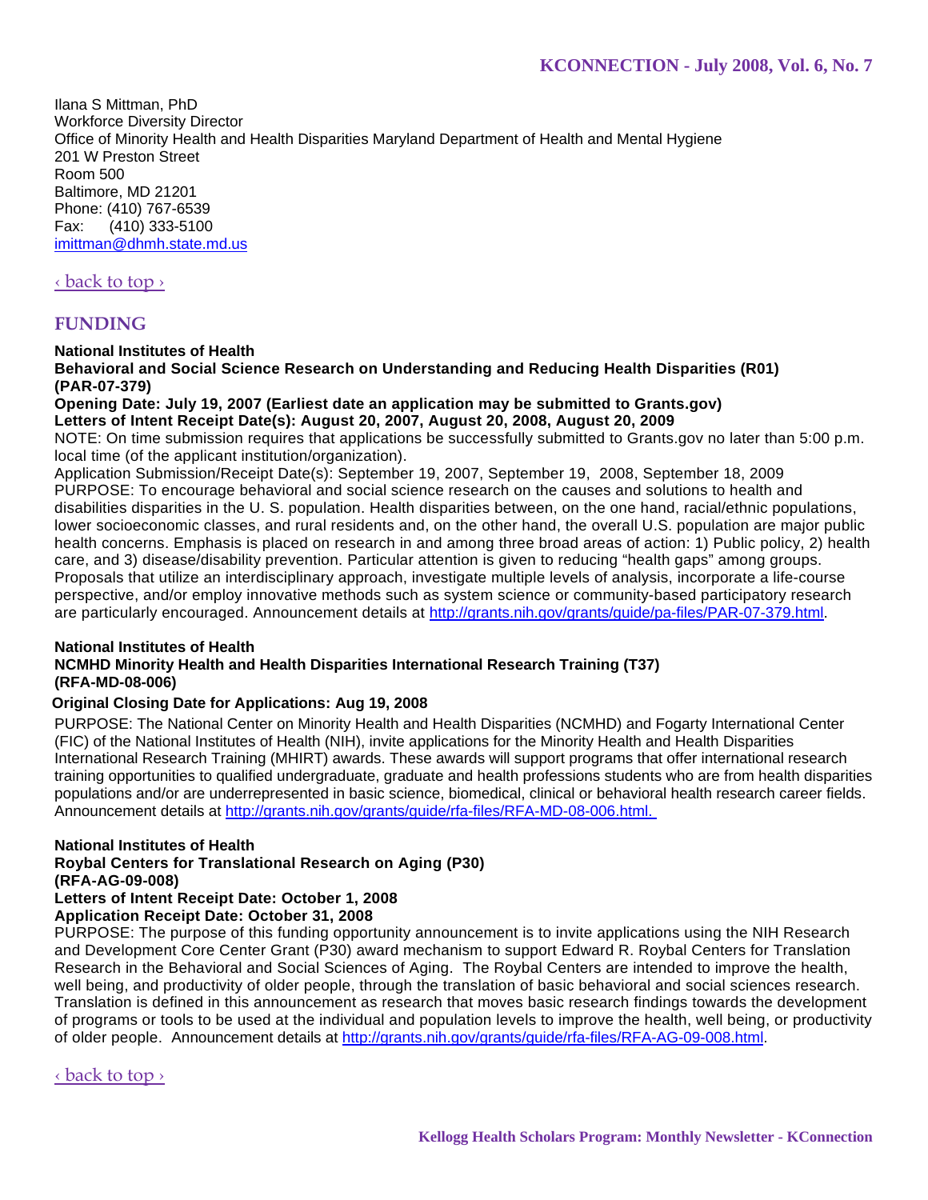Ilana S Mittman, PhD
Workforce Diversity Director
Office of Minority Health and Health Disparities Maryland Department of Health and Mental Hygiene
201 W Preston Street
Room 500
Baltimore, MD 21201
Phone: (410) 767-6539
Fax: (410) 333-5100
imittman@dhmh.state.md.us

‹ back to top ›

## FUNDING

**National Institutes of Health**
**Behavioral and Social Science Research on Understanding and Reducing Health Disparities (R01) (PAR-07-379)**
**Opening Date: July 19, 2007 (Earliest date an application may be submitted to Grants.gov)**
**Letters of Intent Receipt Date(s): August 20, 2007, August 20, 2008, August 20, 2009**
NOTE: On time submission requires that applications be successfully submitted to Grants.gov no later than 5:00 p.m. local time (of the applicant institution/organization).
Application Submission/Receipt Date(s): September 19, 2007, September 19, 2008, September 18, 2009
PURPOSE: To encourage behavioral and social science research on the causes and solutions to health and disabilities disparities in the U. S. population. Health disparities between, on the one hand, racial/ethnic populations, lower socioeconomic classes, and rural residents and, on the other hand, the overall U.S. population are major public health concerns. Emphasis is placed on research in and among three broad areas of action: 1) Public policy, 2) health care, and 3) disease/disability prevention. Particular attention is given to reducing "health gaps" among groups. Proposals that utilize an interdisciplinary approach, investigate multiple levels of analysis, incorporate a life-course perspective, and/or employ innovative methods such as system science or community-based participatory research are particularly encouraged. Announcement details at http://grants.nih.gov/grants/guide/pa-files/PAR-07-379.html.

**National Institutes of Health**
**NCMHD Minority Health and Health Disparities International Research Training (T37) (RFA-MD-08-006)**
**Original Closing Date for Applications: Aug 19, 2008**
PURPOSE: The National Center on Minority Health and Health Disparities (NCMHD) and Fogarty International Center (FIC) of the National Institutes of Health (NIH), invite applications for the Minority Health and Health Disparities International Research Training (MHIRT) awards. These awards will support programs that offer international research training opportunities to qualified undergraduate, graduate and health professions students who are from health disparities populations and/or are underrepresented in basic science, biomedical, clinical or behavioral health research career fields. Announcement details at http://grants.nih.gov/grants/guide/rfa-files/RFA-MD-08-006.html.

**National Institutes of Health**
**Roybal Centers for Translational Research on Aging (P30)**
**(RFA-AG-09-008)**
**Letters of Intent Receipt Date: October 1, 2008**
**Application Receipt Date: October 31, 2008**
PURPOSE: The purpose of this funding opportunity announcement is to invite applications using the NIH Research and Development Core Center Grant (P30) award mechanism to support Edward R. Roybal Centers for Translation Research in the Behavioral and Social Sciences of Aging. The Roybal Centers are intended to improve the health, well being, and productivity of older people, through the translation of basic behavioral and social sciences research. Translation is defined in this announcement as research that moves basic research findings towards the development of programs or tools to be used at the individual and population levels to improve the health, well being, or productivity of older people. Announcement details at http://grants.nih.gov/grants/guide/rfa-files/RFA-AG-09-008.html.

‹ back to top ›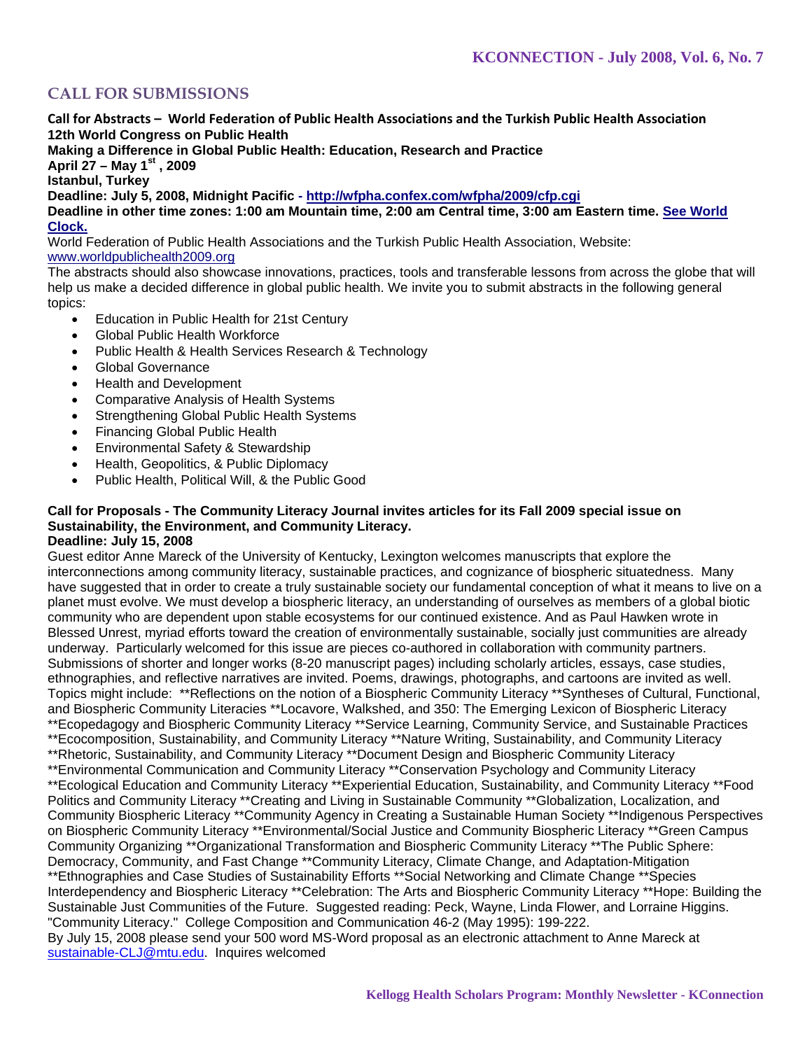## CALL FOR SUBMISSIONS

**Call for Abstracts – World Federation of Public Health Associations and the Turkish Public Health Association**
**12th World Congress on Public Health**
**Making a Difference in Global Public Health: Education, Research and Practice**
**April 27 – May 1st, 2009**
**Istanbul, Turkey**
**Deadline: July 5, 2008, Midnight Pacific - http://wfpha.confex.com/wfpha/2009/cfp.cgi**
**Deadline in other time zones: 1:00 am Mountain time, 2:00 am Central time, 3:00 am Eastern time. See World Clock.**

World Federation of Public Health Associations and the Turkish Public Health Association, Website: www.worldpublichealth2009.org

The abstracts should also showcase innovations, practices, tools and transferable lessons from across the globe that will help us make a decided difference in global public health. We invite you to submit abstracts in the following general topics:

- Education in Public Health for 21st Century
- Global Public Health Workforce
- Public Health & Health Services Research & Technology
- Global Governance
- Health and Development
- Comparative Analysis of Health Systems
- Strengthening Global Public Health Systems
- Financing Global Public Health
- Environmental Safety & Stewardship
- Health, Geopolitics, & Public Diplomacy
- Public Health, Political Will, & the Public Good

**Call for Proposals - The Community Literacy Journal invites articles for its Fall 2009 special issue on Sustainability, the Environment, and Community Literacy.**
**Deadline: July 15, 2008**

Guest editor Anne Mareck of the University of Kentucky, Lexington welcomes manuscripts that explore the interconnections among community literacy, sustainable practices, and cognizance of biospheric situatedness. Many have suggested that in order to create a truly sustainable society our fundamental conception of what it means to live on a planet must evolve. We must develop a biospheric literacy, an understanding of ourselves as members of a global biotic community who are dependent upon stable ecosystems for our continued existence. And as Paul Hawken wrote in Blessed Unrest, myriad efforts toward the creation of environmentally sustainable, socially just communities are already underway. Particularly welcomed for this issue are pieces co-authored in collaboration with community partners. Submissions of shorter and longer works (8-20 manuscript pages) including scholarly articles, essays, case studies, ethnographies, and reflective narratives are invited. Poems, drawings, photographs, and cartoons are invited as well. Topics might include: **Reflections on the notion of a Biospheric Community Literacy **Syntheses of Cultural, Functional, and Biospheric Community Literacies **Locavore, Walkshed, and 350: The Emerging Lexicon of Biospheric Literacy **Ecopedagogy and Biospheric Community Literacy **Service Learning, Community Service, and Sustainable Practices **Ecocomposition, Sustainability, and Community Literacy **Nature Writing, Sustainability, and Community Literacy **Rhetoric, Sustainability, and Community Literacy **Document Design and Biospheric Community Literacy **Environmental Communication and Community Literacy **Conservation Psychology and Community Literacy **Ecological Education and Community Literacy **Experiential Education, Sustainability, and Community Literacy **Food Politics and Community Literacy **Creating and Living in Sustainable Community **Globalization, Localization, and Community Biospheric Literacy **Community Agency in Creating a Sustainable Human Society **Indigenous Perspectives on Biospheric Community Literacy **Environmental/Social Justice and Community Biospheric Literacy **Green Campus Community Organizing **Organizational Transformation and Biospheric Community Literacy **The Public Sphere: Democracy, Community, and Fast Change **Community Literacy, Climate Change, and Adaptation-Mitigation **Ethnographies and Case Studies of Sustainability Efforts **Social Networking and Climate Change **Species Interdependency and Biospheric Literacy **Celebration: The Arts and Biospheric Community Literacy **Hope: Building the Sustainable Just Communities of the Future. Suggested reading: Peck, Wayne, Linda Flower, and Lorraine Higgins. "Community Literacy." College Composition and Communication 46-2 (May 1995): 199-222.

By July 15, 2008 please send your 500 word MS-Word proposal as an electronic attachment to Anne Mareck at sustainable-CLJ@mtu.edu. Inquires welcomed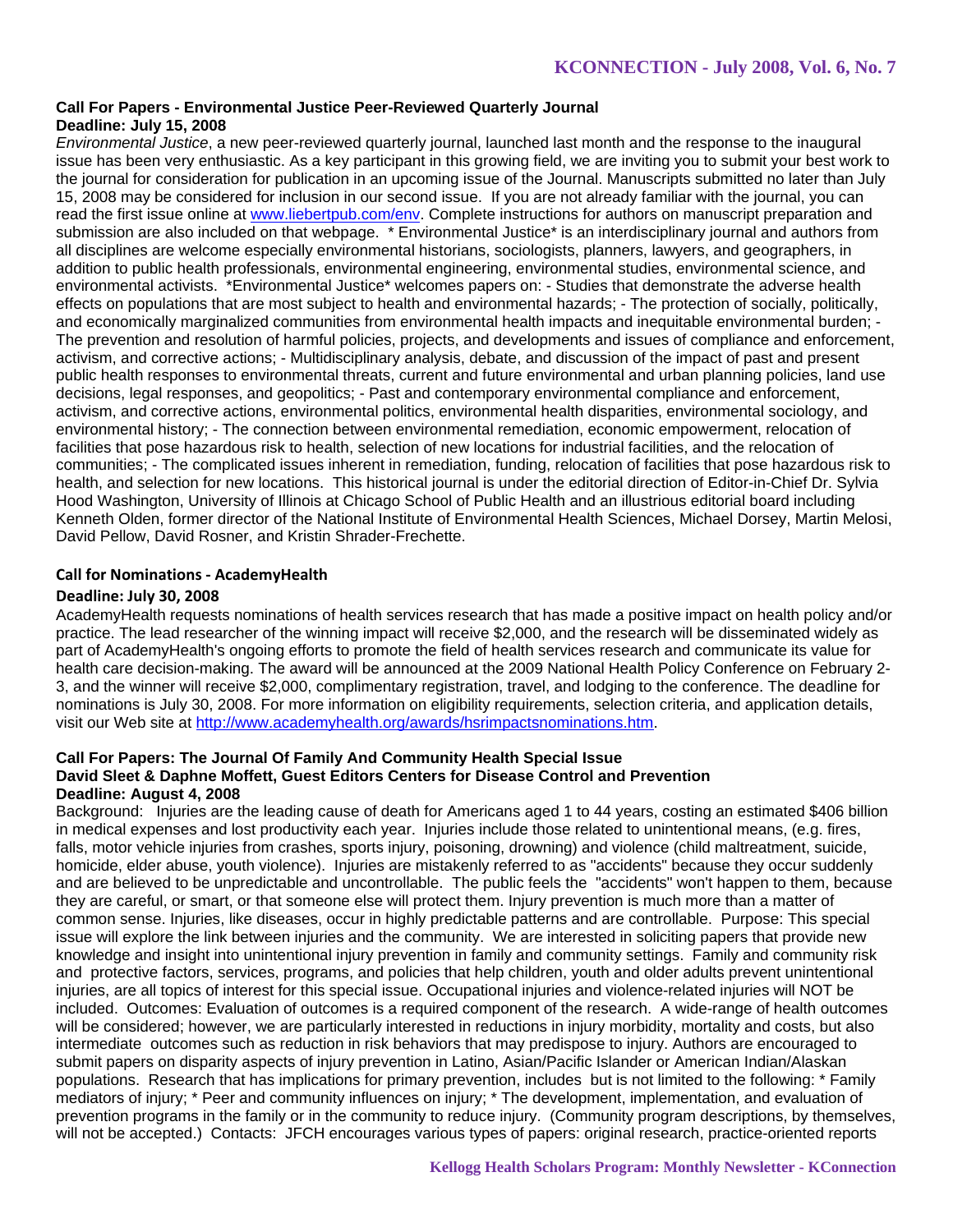### Call For Papers - Environmental Justice Peer-Reviewed Quarterly Journal
**Deadline: July 15, 2008**

*Environmental Justice*, a new peer-reviewed quarterly journal, launched last month and the response to the inaugural issue has been very enthusiastic. As a key participant in this growing field, we are inviting you to submit your best work to the journal for consideration for publication in an upcoming issue of the Journal. Manuscripts submitted no later than July 15, 2008 may be considered for inclusion in our second issue. If you are not already familiar with the journal, you can read the first issue online at [www.liebertpub.com/env](www.liebertpub.com/env). Complete instructions for authors on manuscript preparation and submission are also included on that webpage. * Environmental Justice* is an interdisciplinary journal and authors from all disciplines are welcome especially environmental historians, sociologists, planners, lawyers, and geographers, in addition to public health professionals, environmental engineering, environmental studies, environmental science, and environmental activists. *Environmental Justice* welcomes papers on: - Studies that demonstrate the adverse health effects on populations that are most subject to health and environmental hazards; - The protection of socially, politically, and economically marginalized communities from environmental health impacts and inequitable environmental burden; - The prevention and resolution of harmful policies, projects, and developments and issues of compliance and enforcement, activism, and corrective actions; - Multidisciplinary analysis, debate, and discussion of the impact of past and present public health responses to environmental threats, current and future environmental and urban planning policies, land use decisions, legal responses, and geopolitics; - Past and contemporary environmental compliance and enforcement, activism, and corrective actions, environmental politics, environmental health disparities, environmental sociology, and environmental history; - The connection between environmental remediation, economic empowerment, relocation of facilities that pose hazardous risk to health, selection of new locations for industrial facilities, and the relocation of communities; - The complicated issues inherent in remediation, funding, relocation of facilities that pose hazardous risk to health, and selection for new locations. This historical journal is under the editorial direction of Editor-in-Chief Dr. Sylvia Hood Washington, University of Illinois at Chicago School of Public Health and an illustrious editorial board including Kenneth Olden, former director of the National Institute of Environmental Health Sciences, Michael Dorsey, Martin Melosi, David Pellow, David Rosner, and Kristin Shrader-Frechette.

### Call for Nominations - AcademyHealth
**Deadline: July 30, 2008**

AcademyHealth requests nominations of health services research that has made a positive impact on health policy and/or practice. The lead researcher of the winning impact will receive $2,000, and the research will be disseminated widely as part of AcademyHealth's ongoing efforts to promote the field of health services research and communicate its value for health care decision-making. The award will be announced at the 2009 National Health Policy Conference on February 2-3, and the winner will receive $2,000, complimentary registration, travel, and lodging to the conference. The deadline for nominations is July 30, 2008. For more information on eligibility requirements, selection criteria, and application details, visit our Web site at [http://www.academyhealth.org/awards/hsrimpactsnominations.htm](http://www.academyhealth.org/awards/hsrimpactsnominations.htm).

### Call For Papers: The Journal Of Family And Community Health Special Issue
**David Sleet & Daphne Moffett, Guest Editors Centers for Disease Control and Prevention**
**Deadline: August 4, 2008**

Background: Injuries are the leading cause of death for Americans aged 1 to 44 years, costing an estimated $406 billion in medical expenses and lost productivity each year. Injuries include those related to unintentional means, (e.g. fires, falls, motor vehicle injuries from crashes, sports injury, poisoning, drowning) and violence (child maltreatment, suicide, homicide, elder abuse, youth violence). Injuries are mistakenly referred to as "accidents" because they occur suddenly and are believed to be unpredictable and uncontrollable. The public feels the "accidents" won't happen to them, because they are careful, or smart, or that someone else will protect them. Injury prevention is much more than a matter of common sense. Injuries, like diseases, occur in highly predictable patterns and are controllable. Purpose: This special issue will explore the link between injuries and the community. We are interested in soliciting papers that provide new knowledge and insight into unintentional injury prevention in family and community settings. Family and community risk and protective factors, services, programs, and policies that help children, youth and older adults prevent unintentional injuries, are all topics of interest for this special issue. Occupational injuries and violence-related injuries will NOT be included. Outcomes: Evaluation of outcomes is a required component of the research. A wide-range of health outcomes will be considered; however, we are particularly interested in reductions in injury morbidity, mortality and costs, but also intermediate outcomes such as reduction in risk behaviors that may predispose to injury. Authors are encouraged to submit papers on disparity aspects of injury prevention in Latino, Asian/Pacific Islander or American Indian/Alaskan populations. Research that has implications for primary prevention, includes but is not limited to the following: * Family mediators of injury; * Peer and community influences on injury; * The development, implementation, and evaluation of prevention programs in the family or in the community to reduce injury. (Community program descriptions, by themselves, will not be accepted.) Contacts: JFCH encourages various types of papers: original research, practice-oriented reports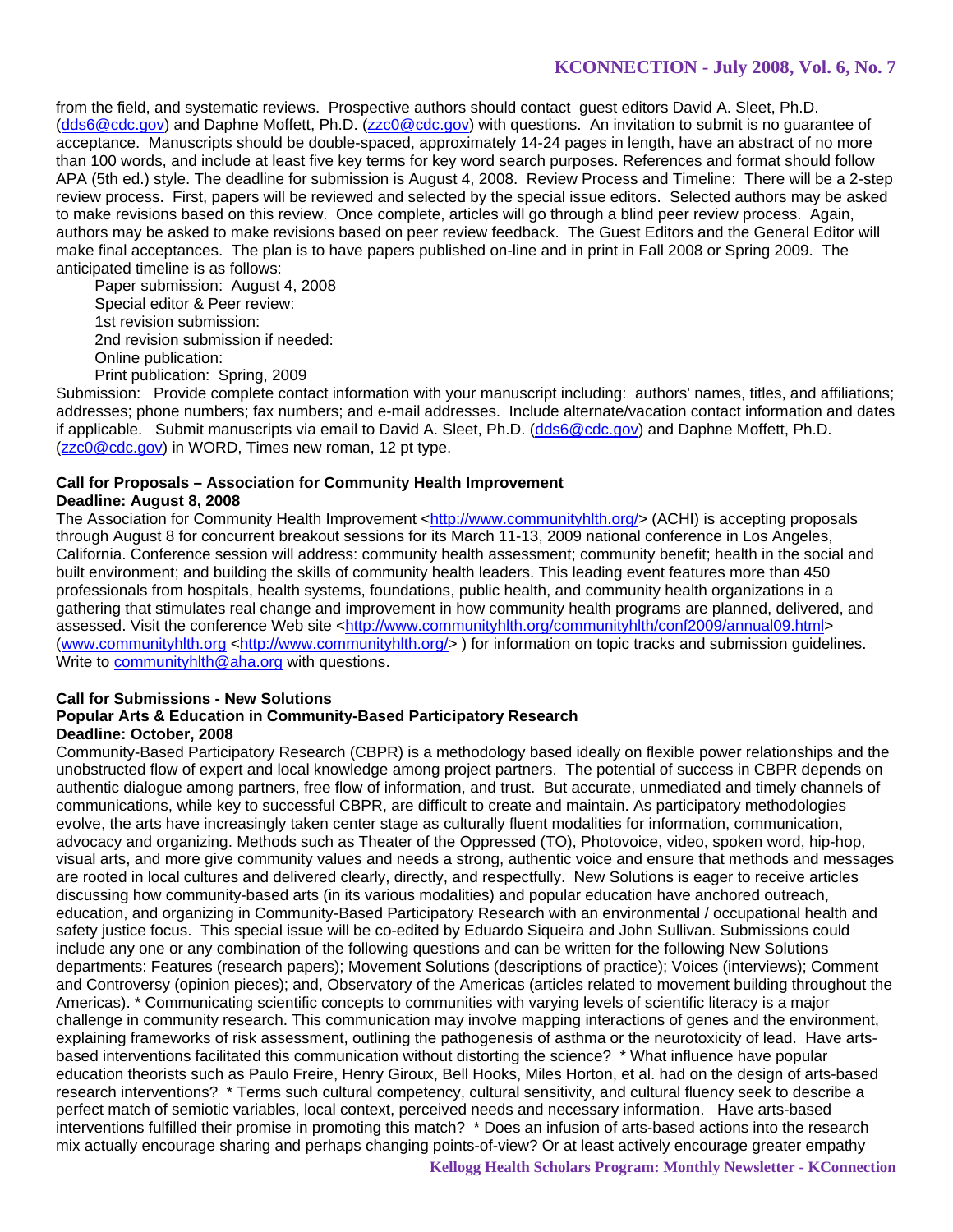from the field, and systematic reviews. Prospective authors should contact guest editors David A. Sleet, Ph.D. (dds6@cdc.gov) and Daphne Moffett, Ph.D. (zzc0@cdc.gov) with questions. An invitation to submit is no guarantee of acceptance. Manuscripts should be double-spaced, approximately 14-24 pages in length, have an abstract of no more than 100 words, and include at least five key terms for key word search purposes. References and format should follow APA (5th ed.) style. The deadline for submission is August 4, 2008. Review Process and Timeline: There will be a 2-step review process. First, papers will be reviewed and selected by the special issue editors. Selected authors may be asked to make revisions based on this review. Once complete, articles will go through a blind peer review process. Again, authors may be asked to make revisions based on peer review feedback. The Guest Editors and the General Editor will make final acceptances. The plan is to have papers published on-line and in print in Fall 2008 or Spring 2009. The anticipated timeline is as follows:

Paper submission: August 4, 2008
Special editor & Peer review:
1st revision submission:
2nd revision submission if needed:
Online publication:
Print publication: Spring, 2009

Submission: Provide complete contact information with your manuscript including: authors' names, titles, and affiliations; addresses; phone numbers; fax numbers; and e-mail addresses. Include alternate/vacation contact information and dates if applicable. Submit manuscripts via email to David A. Sleet, Ph.D. (dds6@cdc.gov) and Daphne Moffett, Ph.D. (zzc0@cdc.gov) in WORD, Times new roman, 12 pt type.

**Call for Proposals – Association for Community Health Improvement**
**Deadline: August 8, 2008**

The Association for Community Health Improvement <http://www.communityhlth.org/> (ACHI) is accepting proposals through August 8 for concurrent breakout sessions for its March 11-13, 2009 national conference in Los Angeles, California. Conference session will address: community health assessment; community benefit; health in the social and built environment; and building the skills of community health leaders. This leading event features more than 450 professionals from hospitals, health systems, foundations, public health, and community health organizations in a gathering that stimulates real change and improvement in how community health programs are planned, delivered, and assessed. Visit the conference Web site <http://www.communityhlth.org/communityhlth/conf2009/annual09.html> (www.communityhlth.org <http://www.communityhlth.org/> ) for information on topic tracks and submission guidelines. Write to communityhlth@aha.org with questions.

**Call for Submissions - New Solutions**
**Popular Arts & Education in Community-Based Participatory Research**
**Deadline: October, 2008**

Community-Based Participatory Research (CBPR) is a methodology based ideally on flexible power relationships and the unobstructed flow of expert and local knowledge among project partners. The potential of success in CBPR depends on authentic dialogue among partners, free flow of information, and trust. But accurate, unmediated and timely channels of communications, while key to successful CBPR, are difficult to create and maintain. As participatory methodologies evolve, the arts have increasingly taken center stage as culturally fluent modalities for information, communication, advocacy and organizing. Methods such as Theater of the Oppressed (TO), Photovoice, video, spoken word, hip-hop, visual arts, and more give community values and needs a strong, authentic voice and ensure that methods and messages are rooted in local cultures and delivered clearly, directly, and respectfully. New Solutions is eager to receive articles discussing how community-based arts (in its various modalities) and popular education have anchored outreach, education, and organizing in Community-Based Participatory Research with an environmental / occupational health and safety justice focus. This special issue will be co-edited by Eduardo Siqueira and John Sullivan. Submissions could include any one or any combination of the following questions and can be written for the following New Solutions departments: Features (research papers); Movement Solutions (descriptions of practice); Voices (interviews); Comment and Controversy (opinion pieces); and, Observatory of the Americas (articles related to movement building throughout the Americas). * Communicating scientific concepts to communities with varying levels of scientific literacy is a major challenge in community research. This communication may involve mapping interactions of genes and the environment, explaining frameworks of risk assessment, outlining the pathogenesis of asthma or the neurotoxicity of lead. Have arts-based interventions facilitated this communication without distorting the science? * What influence have popular education theorists such as Paulo Freire, Henry Giroux, Bell Hooks, Miles Horton, et al. had on the design of arts-based research interventions? * Terms such cultural competency, cultural sensitivity, and cultural fluency seek to describe a perfect match of semiotic variables, local context, perceived needs and necessary information. Have arts-based interventions fulfilled their promise in promoting this match? * Does an infusion of arts-based actions into the research mix actually encourage sharing and perhaps changing points-of-view? Or at least actively encourage greater empathy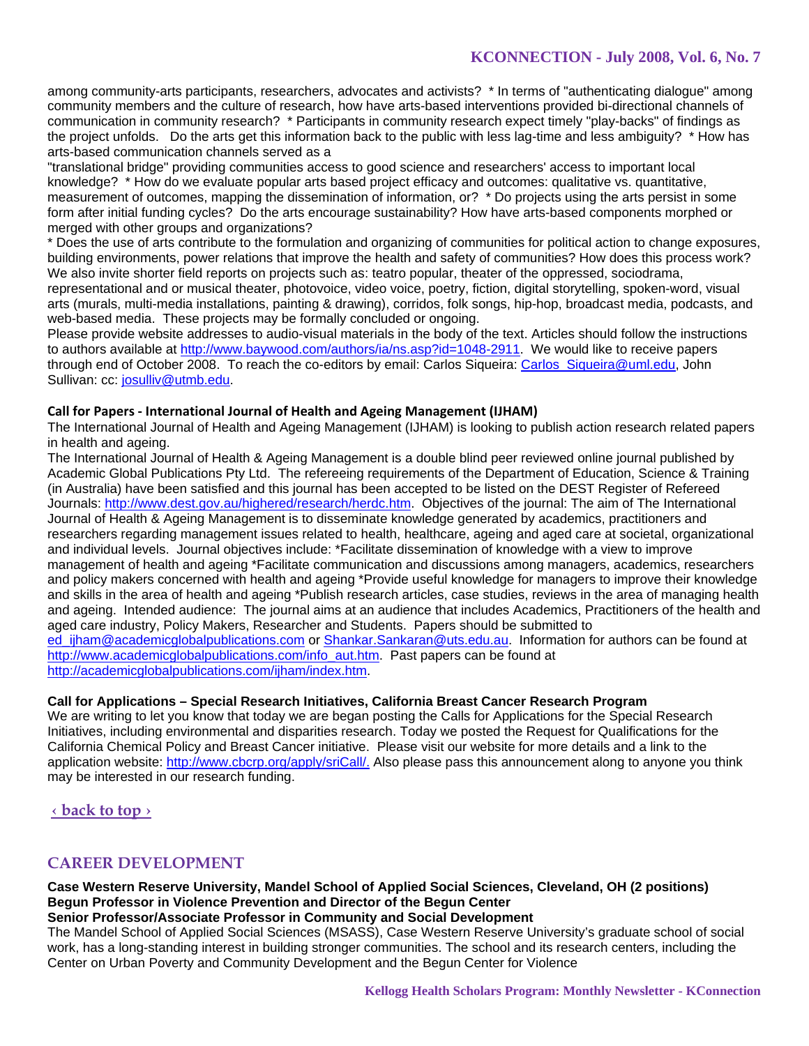among community-arts participants, researchers, advocates and activists? * In terms of "authenticating dialogue" among community members and the culture of research, how have arts-based interventions provided bi-directional channels of communication in community research? * Participants in community research expect timely "play-backs" of findings as the project unfolds. Do the arts get this information back to the public with less lag-time and less ambiguity? * How has arts-based communication channels served as a "translational bridge" providing communities access to good science and researchers' access to important local knowledge? * How do we evaluate popular arts based project efficacy and outcomes: qualitative vs. quantitative, measurement of outcomes, mapping the dissemination of information, or? * Do projects using the arts persist in some form after initial funding cycles? Do the arts encourage sustainability? How have arts-based components morphed or merged with other groups and organizations?

* Does the use of arts contribute to the formulation and organizing of communities for political action to change exposures, building environments, power relations that improve the health and safety of communities? How does this process work? We also invite shorter field reports on projects such as: teatro popular, theater of the oppressed, sociodrama, representational and or musical theater, photovoice, video voice, poetry, fiction, digital storytelling, spoken-word, visual arts (murals, multi-media installations, painting & drawing), corridos, folk songs, hip-hop, broadcast media, podcasts, and web-based media. These projects may be formally concluded or ongoing.

Please provide website addresses to audio-visual materials in the body of the text. Articles should follow the instructions to authors available at http://www.baywood.com/authors/ia/ns.asp?id=1048-2911. We would like to receive papers through end of October 2008. To reach the co-editors by email: Carlos Siqueira: Carlos_Siqueira@uml.edu, John Sullivan: cc: josulliv@utmb.edu.

**Call for Papers - International Journal of Health and Ageing Management (IJHAM)**

The International Journal of Health and Ageing Management (IJHAM) is looking to publish action research related papers in health and ageing.

The International Journal of Health & Ageing Management is a double blind peer reviewed online journal published by Academic Global Publications Pty Ltd. The refereeing requirements of the Department of Education, Science & Training (in Australia) have been satisfied and this journal has been accepted to be listed on the DEST Register of Refereed Journals: http://www.dest.gov.au/highered/research/herdc.htm. Objectives of the journal: The aim of The International Journal of Health & Ageing Management is to disseminate knowledge generated by academics, practitioners and researchers regarding management issues related to health, healthcare, ageing and aged care at societal, organizational and individual levels. Journal objectives include: *Facilitate dissemination of knowledge with a view to improve management of health and ageing *Facilitate communication and discussions among managers, academics, researchers and policy makers concerned with health and ageing *Provide useful knowledge for managers to improve their knowledge and skills in the area of health and ageing *Publish research articles, case studies, reviews in the area of managing health and ageing. Intended audience: The journal aims at an audience that includes Academics, Practitioners of the health and aged care industry, Policy Makers, Researcher and Students. Papers should be submitted to ed_ijham@academicglobalpublications.com or Shankar.Sankaran@uts.edu.au. Information for authors can be found at http://www.academicglobalpublications.com/info_aut.htm. Past papers can be found at http://academicglobalpublications.com/ijham/index.htm.

**Call for Applications – Special Research Initiatives, California Breast Cancer Research Program**

We are writing to let you know that today we are began posting the Calls for Applications for the Special Research Initiatives, including environmental and disparities research. Today we posted the Request for Qualifications for the California Chemical Policy and Breast Cancer initiative. Please visit our website for more details and a link to the application website: http://www.cbcrp.org/apply/sriCall/. Also please pass this announcement along to anyone you think may be interested in our research funding.

‹ back to top ›

## CAREER DEVELOPMENT

**Case Western Reserve University, Mandel School of Applied Social Sciences, Cleveland, OH (2 positions)**
**Begun Professor in Violence Prevention and Director of the Begun Center**
**Senior Professor/Associate Professor in Community and Social Development**

The Mandel School of Applied Social Sciences (MSASS), Case Western Reserve University's graduate school of social work, has a long-standing interest in building stronger communities. The school and its research centers, including the Center on Urban Poverty and Community Development and the Begun Center for Violence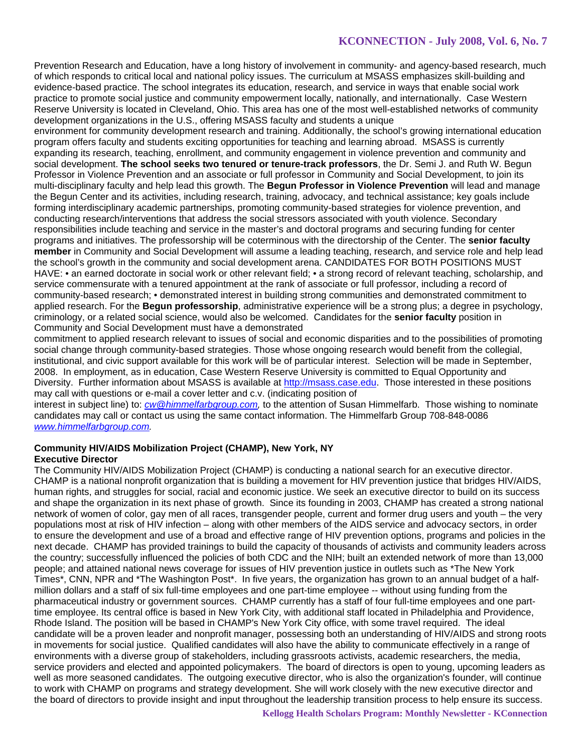Prevention Research and Education, have a long history of involvement in community- and agency-based research, much of which responds to critical local and national policy issues. The curriculum at MSASS emphasizes skill-building and evidence-based practice. The school integrates its education, research, and service in ways that enable social work practice to promote social justice and community empowerment locally, nationally, and internationally. Case Western Reserve University is located in Cleveland, Ohio. This area has one of the most well-established networks of community development organizations in the U.S., offering MSASS faculty and students a unique environment for community development research and training. Additionally, the school's growing international education program offers faculty and students exciting opportunities for teaching and learning abroad. MSASS is currently expanding its research, teaching, enrollment, and community engagement in violence prevention and community and social development. **The school seeks two tenured or tenure-track professors**, the Dr. Semi J. and Ruth W. Begun Professor in Violence Prevention and an associate or full professor in Community and Social Development, to join its multi-disciplinary faculty and help lead this growth. The **Begun Professor in Violence Prevention** will lead and manage the Begun Center and its activities, including research, training, advocacy, and technical assistance; key goals include forming interdisciplinary academic partnerships, promoting community-based strategies for violence prevention, and conducting research/interventions that address the social stressors associated with youth violence. Secondary responsibilities include teaching and service in the master's and doctoral programs and securing funding for center programs and initiatives. The professorship will be coterminous with the directorship of the Center. The **senior faculty member** in Community and Social Development will assume a leading teaching, research, and service role and help lead the school's growth in the community and social development arena. CANDIDATES FOR BOTH POSITIONS MUST HAVE: • an earned doctorate in social work or other relevant field; • a strong record of relevant teaching, scholarship, and service commensurate with a tenured appointment at the rank of associate or full professor, including a record of community-based research; • demonstrated interest in building strong communities and demonstrated commitment to applied research. For the **Begun professorship**, administrative experience will be a strong plus; a degree in psychology, criminology, or a related social science, would also be welcomed. Candidates for the **senior faculty** position in Community and Social Development must have a demonstrated commitment to applied research relevant to issues of social and economic disparities and to the possibilities of promoting social change through community-based strategies. Those whose ongoing research would benefit from the collegial, institutional, and civic support available for this work will be of particular interest. Selection will be made in September, 2008. In employment, as in education, Case Western Reserve University is committed to Equal Opportunity and Diversity. Further information about MSASS is available at http://msass.case.edu. Those interested in these positions may call with questions or e-mail a cover letter and c.v. (indicating position of interest in subject line) to: *cw@himmelfarbgroup.com,* to the attention of Susan Himmelfarb. Those wishing to nominate candidates may call or contact us using the same contact information. The Himmelfarb Group 708-848-0086 *www.himmelfarbgroup.com.*

**Community HIV/AIDS Mobilization Project (CHAMP), New York, NY**
**Executive Director**

The Community HIV/AIDS Mobilization Project (CHAMP) is conducting a national search for an executive director. CHAMP is a national nonprofit organization that is building a movement for HIV prevention justice that bridges HIV/AIDS, human rights, and struggles for social, racial and economic justice. We seek an executive director to build on its success and shape the organization in its next phase of growth. Since its founding in 2003, CHAMP has created a strong national network of women of color, gay men of all races, transgender people, current and former drug users and youth – the very populations most at risk of HIV infection – along with other members of the AIDS service and advocacy sectors, in order to ensure the development and use of a broad and effective range of HIV prevention options, programs and policies in the next decade. CHAMP has provided trainings to build the capacity of thousands of activists and community leaders across the country; successfully influenced the policies of both CDC and the NIH; built an extended network of more than 13,000 people; and attained national news coverage for issues of HIV prevention justice in outlets such as *The New York Times*, CNN, NPR and *The Washington Post*. In five years, the organization has grown to an annual budget of a half-million dollars and a staff of six full-time employees and one part-time employee -- without using funding from the pharmaceutical industry or government sources. CHAMP currently has a staff of four full-time employees and one part-time employee. Its central office is based in New York City, with additional staff located in Philadelphia and Providence, Rhode Island. The position will be based in CHAMP's New York City office, with some travel required. The ideal candidate will be a proven leader and nonprofit manager, possessing both an understanding of HIV/AIDS and strong roots in movements for social justice. Qualified candidates will also have the ability to communicate effectively in a range of environments with a diverse group of stakeholders, including grassroots activists, academic researchers, the media, service providers and elected and appointed policymakers. The board of directors is open to young, upcoming leaders as well as more seasoned candidates. The outgoing executive director, who is also the organization's founder, will continue to work with CHAMP on programs and strategy development. She will work closely with the new executive director and the board of directors to provide insight and input throughout the leadership transition process to help ensure its success.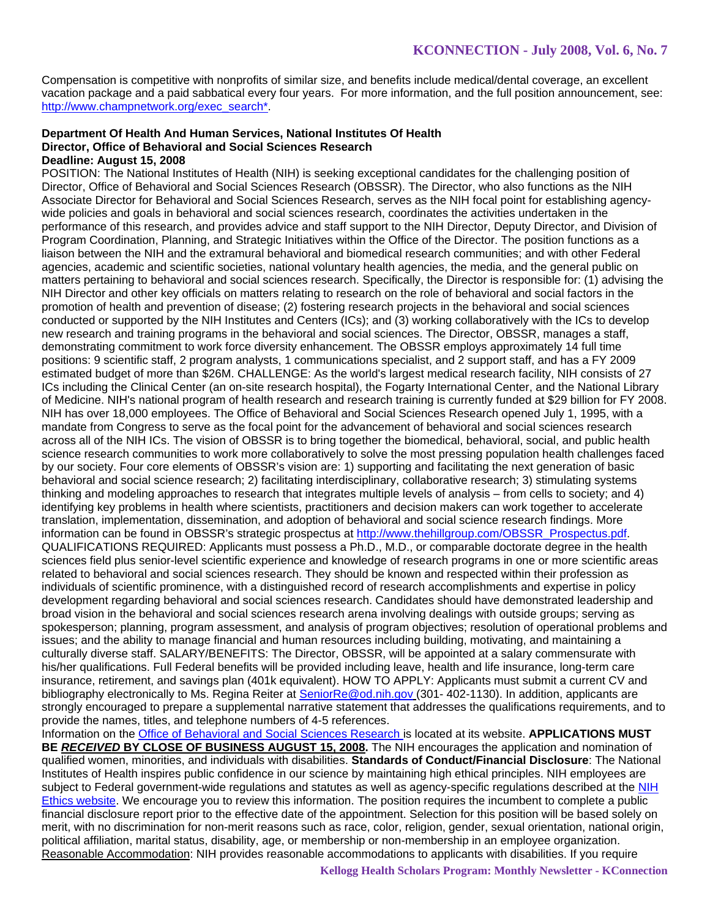Compensation is competitive with nonprofits of similar size, and benefits include medical/dental coverage, an excellent vacation package and a paid sabbatical every four years. For more information, and the full position announcement, see: [http://www.champnetwork.org/exec_search*](http://www.champnetwork.org/exec_search*).

**Department Of Health And Human Services, National Institutes Of Health**
**Director, Office of Behavioral and Social Sciences Research**
**Deadline: August 15, 2008**

POSITION: The National Institutes of Health (NIH) is seeking exceptional candidates for the challenging position of Director, Office of Behavioral and Social Sciences Research (OBSSR). The Director, who also functions as the NIH Associate Director for Behavioral and Social Sciences Research, serves as the NIH focal point for establishing agency-wide policies and goals in behavioral and social sciences research, coordinates the activities undertaken in the performance of this research, and provides advice and staff support to the NIH Director, Deputy Director, and Division of Program Coordination, Planning, and Strategic Initiatives within the Office of the Director. The position functions as a liaison between the NIH and the extramural behavioral and biomedical research communities; and with other Federal agencies, academic and scientific societies, national voluntary health agencies, the media, and the general public on matters pertaining to behavioral and social sciences research. Specifically, the Director is responsible for: (1) advising the NIH Director and other key officials on matters relating to research on the role of behavioral and social factors in the promotion of health and prevention of disease; (2) fostering research projects in the behavioral and social sciences conducted or supported by the NIH Institutes and Centers (ICs); and (3) working collaboratively with the ICs to develop new research and training programs in the behavioral and social sciences. The Director, OBSSR, manages a staff, demonstrating commitment to work force diversity enhancement. The OBSSR employs approximately 14 full time positions: 9 scientific staff, 2 program analysts, 1 communications specialist, and 2 support staff, and has a FY 2009 estimated budget of more than $26M. CHALLENGE: As the world's largest medical research facility, NIH consists of 27 ICs including the Clinical Center (an on-site research hospital), the Fogarty International Center, and the National Library of Medicine. NIH's national program of health research and research training is currently funded at $29 billion for FY 2008. NIH has over 18,000 employees. The Office of Behavioral and Social Sciences Research opened July 1, 1995, with a mandate from Congress to serve as the focal point for the advancement of behavioral and social sciences research across all of the NIH ICs. The vision of OBSSR is to bring together the biomedical, behavioral, social, and public health science research communities to work more collaboratively to solve the most pressing population health challenges faced by our society. Four core elements of OBSSR's vision are: 1) supporting and facilitating the next generation of basic behavioral and social science research; 2) facilitating interdisciplinary, collaborative research; 3) stimulating systems thinking and modeling approaches to research that integrates multiple levels of analysis – from cells to society; and 4) identifying key problems in health where scientists, practitioners and decision makers can work together to accelerate translation, implementation, dissemination, and adoption of behavioral and social science research findings. More information can be found in OBSSR's strategic prospectus at [http://www.thehillgroup.com/OBSSR_Prospectus.pdf](http://www.thehillgroup.com/OBSSR_Prospectus.pdf). QUALIFICATIONS REQUIRED: Applicants must possess a Ph.D., M.D., or comparable doctorate degree in the health sciences field plus senior-level scientific experience and knowledge of research programs in one or more scientific areas related to behavioral and social sciences research. They should be known and respected within their profession as individuals of scientific prominence, with a distinguished record of research accomplishments and expertise in policy development regarding behavioral and social sciences research. Candidates should have demonstrated leadership and broad vision in the behavioral and social sciences research arena involving dealings with outside groups; serving as spokesperson; planning, program assessment, and analysis of program objectives; resolution of operational problems and issues; and the ability to manage financial and human resources including building, motivating, and maintaining a culturally diverse staff. SALARY/BENEFITS: The Director, OBSSR, will be appointed at a salary commensurate with his/her qualifications. Full Federal benefits will be provided including leave, health and life insurance, long-term care insurance, retirement, and savings plan (401k equivalent). HOW TO APPLY: Applicants must submit a current CV and bibliography electronically to Ms. Regina Reiter at [SeniorRe@od.nih.gov](mailto:SeniorRe@od.nih.gov) (301- 402-1130). In addition, applicants are strongly encouraged to prepare a supplemental narrative statement that addresses the qualifications requirements, and to provide the names, titles, and telephone numbers of 4-5 references.

Information on the [Office of Behavioral and Social Sciences Research](#) is located at its website. **APPLICATIONS MUST BE *RECEIVED* BY CLOSE OF BUSINESS AUGUST 15, 2008.** The NIH encourages the application and nomination of qualified women, minorities, and individuals with disabilities. **Standards of Conduct/Financial Disclosure**: The National Institutes of Health inspires public confidence in our science by maintaining high ethical principles. NIH employees are subject to Federal government-wide regulations and statutes as well as agency-specific regulations described at the [NIH Ethics website](#). We encourage you to review this information. The position requires the incumbent to complete a public financial disclosure report prior to the effective date of the appointment. Selection for this position will be based solely on merit, with no discrimination for non-merit reasons such as race, color, religion, gender, sexual orientation, national origin, political affiliation, marital status, disability, age, or membership or non-membership in an employee organization. Reasonable Accommodation: NIH provides reasonable accommodations to applicants with disabilities. If you require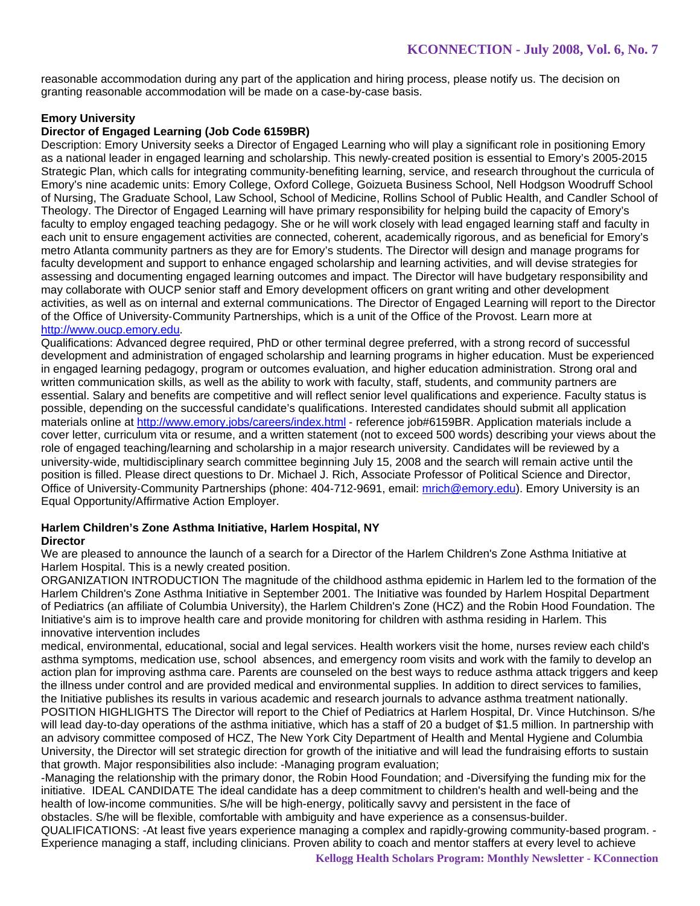reasonable accommodation during any part of the application and hiring process, please notify us. The decision on granting reasonable accommodation will be made on a case-by-case basis.

**Emory University**
**Director of Engaged Learning (Job Code 6159BR)**

Description: Emory University seeks a Director of Engaged Learning who will play a significant role in positioning Emory as a national leader in engaged learning and scholarship. This newly-created position is essential to Emory's 2005-2015 Strategic Plan, which calls for integrating community-benefiting learning, service, and research throughout the curricula of Emory's nine academic units: Emory College, Oxford College, Goizueta Business School, Nell Hodgson Woodruff School of Nursing, The Graduate School, Law School, School of Medicine, Rollins School of Public Health, and Candler School of Theology. The Director of Engaged Learning will have primary responsibility for helping build the capacity of Emory's faculty to employ engaged teaching pedagogy. She or he will work closely with lead engaged learning staff and faculty in each unit to ensure engagement activities are connected, coherent, academically rigorous, and as beneficial for Emory's metro Atlanta community partners as they are for Emory's students. The Director will design and manage programs for faculty development and support to enhance engaged scholarship and learning activities, and will devise strategies for assessing and documenting engaged learning outcomes and impact. The Director will have budgetary responsibility and may collaborate with OUCP senior staff and Emory development officers on grant writing and other development activities, as well as on internal and external communications. The Director of Engaged Learning will report to the Director of the Office of University-Community Partnerships, which is a unit of the Office of the Provost. Learn more at http://www.oucp.emory.edu.

Qualifications: Advanced degree required, PhD or other terminal degree preferred, with a strong record of successful development and administration of engaged scholarship and learning programs in higher education. Must be experienced in engaged learning pedagogy, program or outcomes evaluation, and higher education administration. Strong oral and written communication skills, as well as the ability to work with faculty, staff, students, and community partners are essential. Salary and benefits are competitive and will reflect senior level qualifications and experience. Faculty status is possible, depending on the successful candidate's qualifications. Interested candidates should submit all application materials online at http://www.emory.jobs/careers/index.html - reference job#6159BR. Application materials include a cover letter, curriculum vita or resume, and a written statement (not to exceed 500 words) describing your views about the role of engaged teaching/learning and scholarship in a major research university. Candidates will be reviewed by a university-wide, multidisciplinary search committee beginning July 15, 2008 and the search will remain active until the position is filled. Please direct questions to Dr. Michael J. Rich, Associate Professor of Political Science and Director, Office of University-Community Partnerships (phone: 404-712-9691, email: mrich@emory.edu). Emory University is an Equal Opportunity/Affirmative Action Employer.

**Harlem Children's Zone Asthma Initiative, Harlem Hospital, NY**
**Director**

We are pleased to announce the launch of a search for a Director of the Harlem Children's Zone Asthma Initiative at Harlem Hospital. This is a newly created position.

ORGANIZATION INTRODUCTION The magnitude of the childhood asthma epidemic in Harlem led to the formation of the Harlem Children's Zone Asthma Initiative in September 2001. The Initiative was founded by Harlem Hospital Department of Pediatrics (an affiliate of Columbia University), the Harlem Children's Zone (HCZ) and the Robin Hood Foundation. The Initiative's aim is to improve health care and provide monitoring for children with asthma residing in Harlem. This innovative intervention includes medical, environmental, educational, social and legal services. Health workers visit the home, nurses review each child's asthma symptoms, medication use, school absences, and emergency room visits and work with the family to develop an action plan for improving asthma care. Parents are counseled on the best ways to reduce asthma attack triggers and keep the illness under control and are provided medical and environmental supplies. In addition to direct services to families, the Initiative publishes its results in various academic and research journals to advance asthma treatment nationally.

POSITION HIGHLIGHTS The Director will report to the Chief of Pediatrics at Harlem Hospital, Dr. Vince Hutchinson. S/he will lead day-to-day operations of the asthma initiative, which has a staff of 20 a budget of $1.5 million. In partnership with an advisory committee composed of HCZ, The New York City Department of Health and Mental Hygiene and Columbia University, the Director will set strategic direction for growth of the initiative and will lead the fundraising efforts to sustain that growth. Major responsibilities also include: -Managing program evaluation;
-Managing the relationship with the primary donor, the Robin Hood Foundation; and -Diversifying the funding mix for the initiative. IDEAL CANDIDATE The ideal candidate has a deep commitment to children's health and well-being and the health of low-income communities. S/he will be high-energy, politically savvy and persistent in the face of obstacles. S/he will be flexible, comfortable with ambiguity and have experience as a consensus-builder.

QUALIFICATIONS: -At least five years experience managing a complex and rapidly-growing community-based program. -Experience managing a staff, including clinicians. Proven ability to coach and mentor staffers at every level to achieve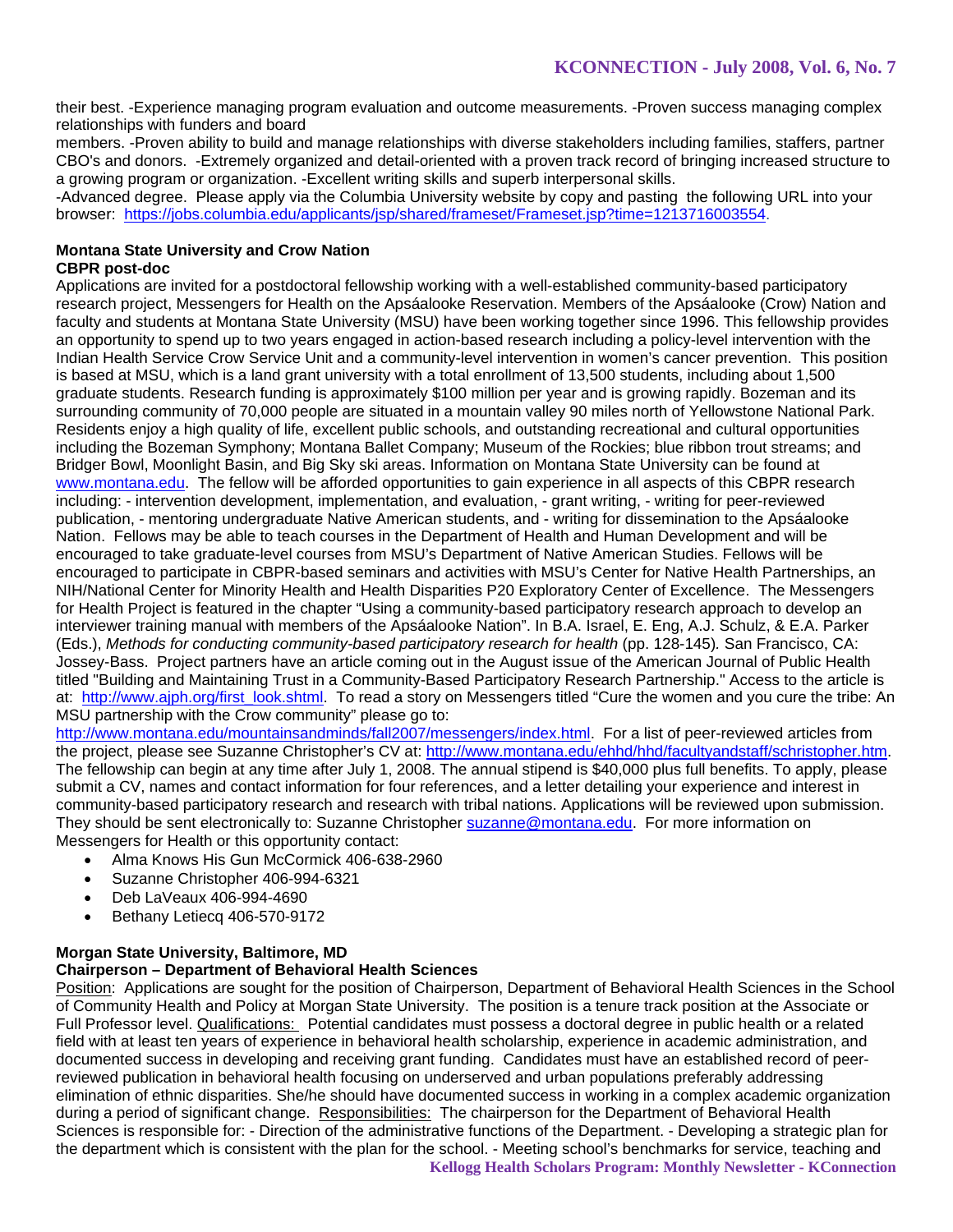their best. -Experience managing program evaluation and outcome measurements. -Proven success managing complex relationships with funders and board members. -Proven ability to build and manage relationships with diverse stakeholders including families, staffers, partner CBO's and donors. -Extremely organized and detail-oriented with a proven track record of bringing increased structure to a growing program or organization. -Excellent writing skills and superb interpersonal skills.
-Advanced degree. Please apply via the Columbia University website by copy and pasting the following URL into your browser: https://jobs.columbia.edu/applicants/jsp/shared/frameset/Frameset.jsp?time=1213716003554.

**Montana State University and Crow Nation**
**CBPR post-doc**

Applications are invited for a postdoctoral fellowship working with a well-established community-based participatory research project, Messengers for Health on the Apsáalooke Reservation. Members of the Apsáalooke (Crow) Nation and faculty and students at Montana State University (MSU) have been working together since 1996. This fellowship provides an opportunity to spend up to two years engaged in action-based research including a policy-level intervention with the Indian Health Service Crow Service Unit and a community-level intervention in women's cancer prevention. This position is based at MSU, which is a land grant university with a total enrollment of 13,500 students, including about 1,500 graduate students. Research funding is approximately $100 million per year and is growing rapidly. Bozeman and its surrounding community of 70,000 people are situated in a mountain valley 90 miles north of Yellowstone National Park. Residents enjoy a high quality of life, excellent public schools, and outstanding recreational and cultural opportunities including the Bozeman Symphony; Montana Ballet Company; Museum of the Rockies; blue ribbon trout streams; and Bridger Bowl, Moonlight Basin, and Big Sky ski areas. Information on Montana State University can be found at www.montana.edu. The fellow will be afforded opportunities to gain experience in all aspects of this CBPR research including: - intervention development, implementation, and evaluation, - grant writing, - writing for peer-reviewed publication, - mentoring undergraduate Native American students, and - writing for dissemination to the Apsáalooke Nation. Fellows may be able to teach courses in the Department of Health and Human Development and will be encouraged to take graduate-level courses from MSU's Department of Native American Studies. Fellows will be encouraged to participate in CBPR-based seminars and activities with MSU's Center for Native Health Partnerships, an NIH/National Center for Minority Health and Health Disparities P20 Exploratory Center of Excellence. The Messengers for Health Project is featured in the chapter "Using a community-based participatory research approach to develop an interviewer training manual with members of the Apsáalooke Nation". In B.A. Israel, E. Eng, A.J. Schulz, & E.A. Parker (Eds.), *Methods for conducting community-based participatory research for health* (pp. 128-145)*.* San Francisco, CA: Jossey-Bass. Project partners have an article coming out in the August issue of the American Journal of Public Health titled "Building and Maintaining Trust in a Community-Based Participatory Research Partnership." Access to the article is at: http://www.ajph.org/first_look.shtml. To read a story on Messengers titled "Cure the women and you cure the tribe: An MSU partnership with the Crow community" please go to: http://www.montana.edu/mountainsandminds/fall2007/messengers/index.html. For a list of peer-reviewed articles from the project, please see Suzanne Christopher's CV at: http://www.montana.edu/ehhd/hhd/facultyandstaff/schristopher.htm. The fellowship can begin at any time after July 1, 2008. The annual stipend is $40,000 plus full benefits. To apply, please submit a CV, names and contact information for four references, and a letter detailing your experience and interest in community-based participatory research and research with tribal nations. Applications will be reviewed upon submission. They should be sent electronically to: Suzanne Christopher suzanne@montana.edu. For more information on Messengers for Health or this opportunity contact:

- Alma Knows His Gun McCormick 406-638-2960
- Suzanne Christopher 406-994-6321
- Deb LaVeaux 406-994-4690
- Bethany Letiecq 406-570-9172

**Morgan State University, Baltimore, MD**
**Chairperson – Department of Behavioral Health Sciences**

Position: Applications are sought for the position of Chairperson, Department of Behavioral Health Sciences in the School of Community Health and Policy at Morgan State University. The position is a tenure track position at the Associate or Full Professor level. Qualifications: Potential candidates must possess a doctoral degree in public health or a related field with at least ten years of experience in behavioral health scholarship, experience in academic administration, and documented success in developing and receiving grant funding. Candidates must have an established record of peer-reviewed publication in behavioral health focusing on underserved and urban populations preferably addressing elimination of ethnic disparities. She/he should have documented success in working in a complex academic organization during a period of significant change. Responsibilities: The chairperson for the Department of Behavioral Health Sciences is responsible for: - Direction of the administrative functions of the Department. - Developing a strategic plan for the department which is consistent with the plan for the school. - Meeting school's benchmarks for service, teaching and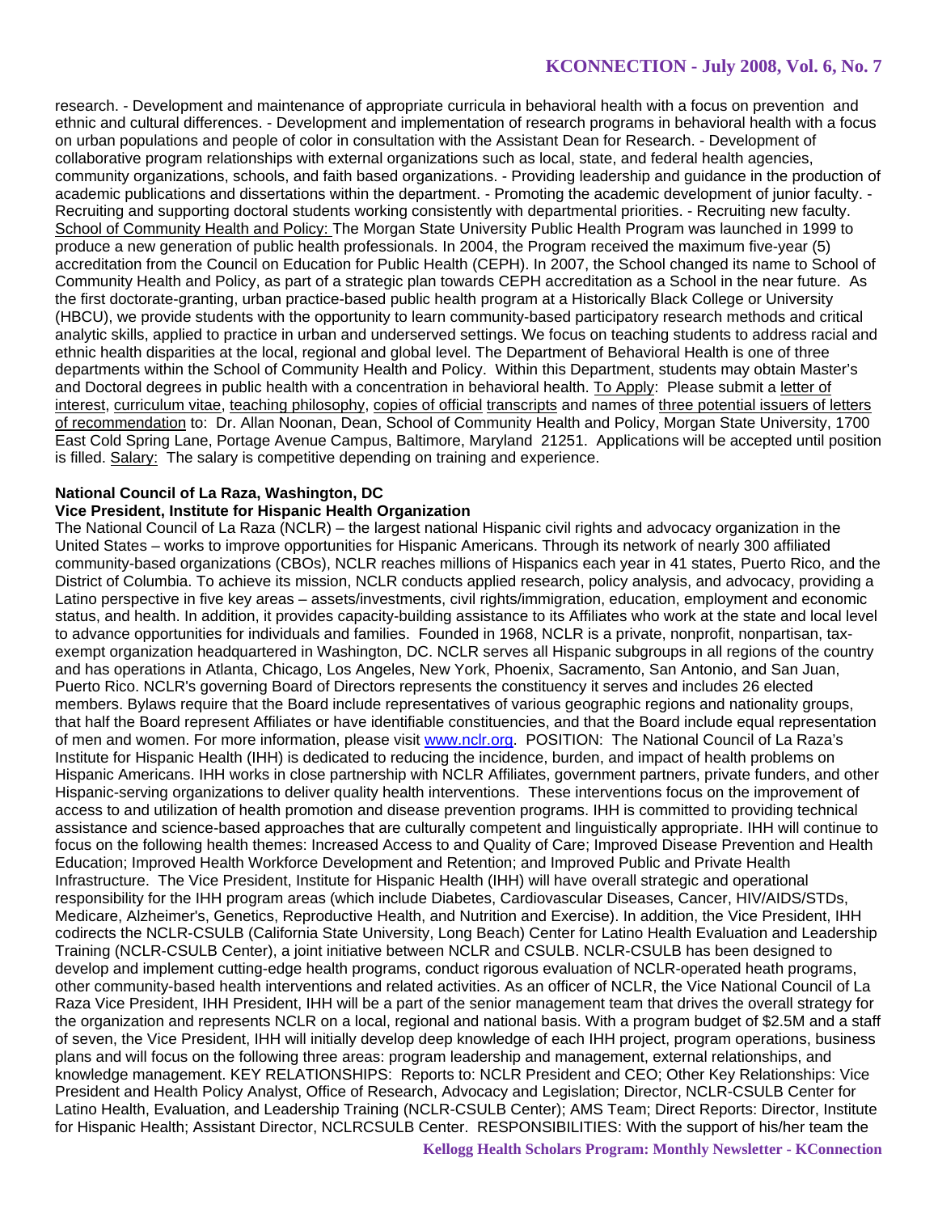research. - Development and maintenance of appropriate curricula in behavioral health with a focus on prevention and ethnic and cultural differences. - Development and implementation of research programs in behavioral health with a focus on urban populations and people of color in consultation with the Assistant Dean for Research. - Development of collaborative program relationships with external organizations such as local, state, and federal health agencies, community organizations, schools, and faith based organizations. - Providing leadership and guidance in the production of academic publications and dissertations within the department. - Promoting the academic development of junior faculty. - Recruiting and supporting doctoral students working consistently with departmental priorities. - Recruiting new faculty. School of Community Health and Policy: The Morgan State University Public Health Program was launched in 1999 to produce a new generation of public health professionals. In 2004, the Program received the maximum five-year (5) accreditation from the Council on Education for Public Health (CEPH). In 2007, the School changed its name to School of Community Health and Policy, as part of a strategic plan towards CEPH accreditation as a School in the near future. As the first doctorate-granting, urban practice-based public health program at a Historically Black College or University (HBCU), we provide students with the opportunity to learn community-based participatory research methods and critical analytic skills, applied to practice in urban and underserved settings. We focus on teaching students to address racial and ethnic health disparities at the local, regional and global level. The Department of Behavioral Health is one of three departments within the School of Community Health and Policy. Within this Department, students may obtain Master's and Doctoral degrees in public health with a concentration in behavioral health. To Apply: Please submit a letter of interest, curriculum vitae, teaching philosophy, copies of official transcripts and names of three potential issuers of letters of recommendation to: Dr. Allan Noonan, Dean, School of Community Health and Policy, Morgan State University, 1700 East Cold Spring Lane, Portage Avenue Campus, Baltimore, Maryland 21251. Applications will be accepted until position is filled. Salary: The salary is competitive depending on training and experience.

**National Council of La Raza, Washington, DC**
**Vice President, Institute for Hispanic Health Organization**

The National Council of La Raza (NCLR) – the largest national Hispanic civil rights and advocacy organization in the United States – works to improve opportunities for Hispanic Americans. Through its network of nearly 300 affiliated community-based organizations (CBOs), NCLR reaches millions of Hispanics each year in 41 states, Puerto Rico, and the District of Columbia. To achieve its mission, NCLR conducts applied research, policy analysis, and advocacy, providing a Latino perspective in five key areas – assets/investments, civil rights/immigration, education, employment and economic status, and health. In addition, it provides capacity-building assistance to its Affiliates who work at the state and local level to advance opportunities for individuals and families. Founded in 1968, NCLR is a private, nonprofit, nonpartisan, tax-exempt organization headquartered in Washington, DC. NCLR serves all Hispanic subgroups in all regions of the country and has operations in Atlanta, Chicago, Los Angeles, New York, Phoenix, Sacramento, San Antonio, and San Juan, Puerto Rico. NCLR's governing Board of Directors represents the constituency it serves and includes 26 elected members. Bylaws require that the Board include representatives of various geographic regions and nationality groups, that half the Board represent Affiliates or have identifiable constituencies, and that the Board include equal representation of men and women. For more information, please visit www.nclr.org. POSITION: The National Council of La Raza's Institute for Hispanic Health (IHH) is dedicated to reducing the incidence, burden, and impact of health problems on Hispanic Americans. IHH works in close partnership with NCLR Affiliates, government partners, private funders, and other Hispanic-serving organizations to deliver quality health interventions. These interventions focus on the improvement of access to and utilization of health promotion and disease prevention programs. IHH is committed to providing technical assistance and science-based approaches that are culturally competent and linguistically appropriate. IHH will continue to focus on the following health themes: Increased Access to and Quality of Care; Improved Disease Prevention and Health Education; Improved Health Workforce Development and Retention; and Improved Public and Private Health Infrastructure. The Vice President, Institute for Hispanic Health (IHH) will have overall strategic and operational responsibility for the IHH program areas (which include Diabetes, Cardiovascular Diseases, Cancer, HIV/AIDS/STDs, Medicare, Alzheimer's, Genetics, Reproductive Health, and Nutrition and Exercise). In addition, the Vice President, IHH codirects the NCLR-CSULB (California State University, Long Beach) Center for Latino Health Evaluation and Leadership Training (NCLR-CSULB Center), a joint initiative between NCLR and CSULB. NCLR-CSULB has been designed to develop and implement cutting-edge health programs, conduct rigorous evaluation of NCLR-operated heath programs, other community-based health interventions and related activities. As an officer of NCLR, the Vice National Council of La Raza Vice President, IHH President, IHH will be a part of the senior management team that drives the overall strategy for the organization and represents NCLR on a local, regional and national basis. With a program budget of $2.5M and a staff of seven, the Vice President, IHH will initially develop deep knowledge of each IHH project, program operations, business plans and will focus on the following three areas: program leadership and management, external relationships, and knowledge management. KEY RELATIONSHIPS: Reports to: NCLR President and CEO; Other Key Relationships: Vice President and Health Policy Analyst, Office of Research, Advocacy and Legislation; Director, NCLR-CSULB Center for Latino Health, Evaluation, and Leadership Training (NCLR-CSULB Center); AMS Team; Direct Reports: Director, Institute for Hispanic Health; Assistant Director, NCLRCSULB Center. RESPONSIBILITIES: With the support of his/her team the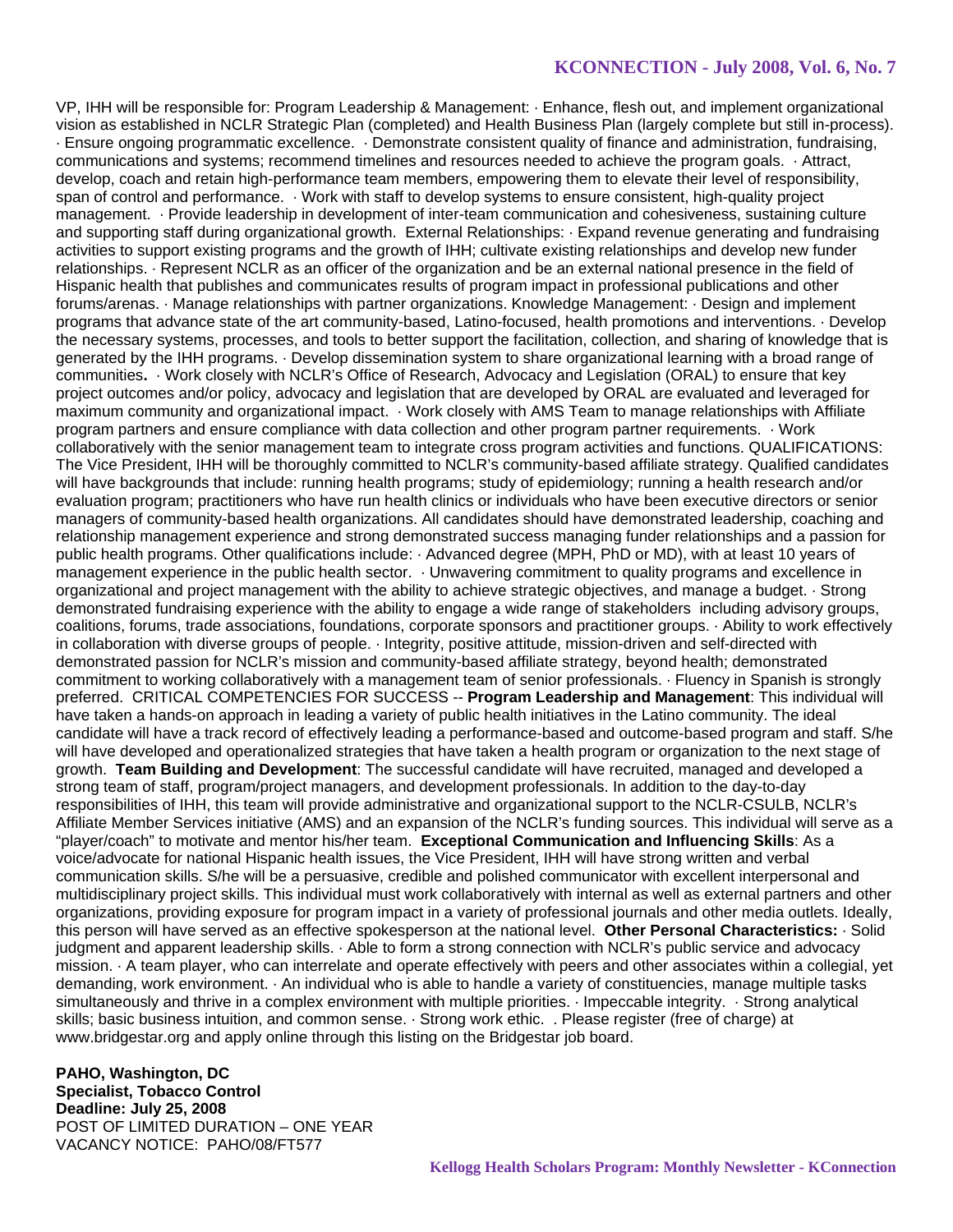VP, IHH will be responsible for: Program Leadership & Management: · Enhance, flesh out, and implement organizational vision as established in NCLR Strategic Plan (completed) and Health Business Plan (largely complete but still in-process). · Ensure ongoing programmatic excellence. · Demonstrate consistent quality of finance and administration, fundraising, communications and systems; recommend timelines and resources needed to achieve the program goals. · Attract, develop, coach and retain high-performance team members, empowering them to elevate their level of responsibility, span of control and performance. · Work with staff to develop systems to ensure consistent, high-quality project management. · Provide leadership in development of inter-team communication and cohesiveness, sustaining culture and supporting staff during organizational growth. External Relationships: · Expand revenue generating and fundraising activities to support existing programs and the growth of IHH; cultivate existing relationships and develop new funder relationships. · Represent NCLR as an officer of the organization and be an external national presence in the field of Hispanic health that publishes and communicates results of program impact in professional publications and other forums/arenas. · Manage relationships with partner organizations. Knowledge Management: · Design and implement programs that advance state of the art community-based, Latino-focused, health promotions and interventions. · Develop the necessary systems, processes, and tools to better support the facilitation, collection, and sharing of knowledge that is generated by the IHH programs. · Develop dissemination system to share organizational learning with a broad range of communities**.** · Work closely with NCLR's Office of Research, Advocacy and Legislation (ORAL) to ensure that key project outcomes and/or policy, advocacy and legislation that are developed by ORAL are evaluated and leveraged for maximum community and organizational impact. · Work closely with AMS Team to manage relationships with Affiliate program partners and ensure compliance with data collection and other program partner requirements. · Work collaboratively with the senior management team to integrate cross program activities and functions. QUALIFICATIONS: The Vice President, IHH will be thoroughly committed to NCLR's community-based affiliate strategy. Qualified candidates will have backgrounds that include: running health programs; study of epidemiology; running a health research and/or evaluation program; practitioners who have run health clinics or individuals who have been executive directors or senior managers of community-based health organizations. All candidates should have demonstrated leadership, coaching and relationship management experience and strong demonstrated success managing funder relationships and a passion for public health programs. Other qualifications include: · Advanced degree (MPH, PhD or MD), with at least 10 years of management experience in the public health sector. · Unwavering commitment to quality programs and excellence in organizational and project management with the ability to achieve strategic objectives, and manage a budget. · Strong demonstrated fundraising experience with the ability to engage a wide range of stakeholders including advisory groups, coalitions, forums, trade associations, foundations, corporate sponsors and practitioner groups. · Ability to work effectively in collaboration with diverse groups of people. · Integrity, positive attitude, mission-driven and self-directed with demonstrated passion for NCLR's mission and community-based affiliate strategy, beyond health; demonstrated commitment to working collaboratively with a management team of senior professionals. · Fluency in Spanish is strongly preferred. CRITICAL COMPETENCIES FOR SUCCESS -- **Program Leadership and Management**: This individual will have taken a hands-on approach in leading a variety of public health initiatives in the Latino community. The ideal candidate will have a track record of effectively leading a performance-based and outcome-based program and staff. S/he will have developed and operationalized strategies that have taken a health program or organization to the next stage of growth. **Team Building and Development**: The successful candidate will have recruited, managed and developed a strong team of staff, program/project managers, and development professionals. In addition to the day-to-day responsibilities of IHH, this team will provide administrative and organizational support to the NCLR-CSULB, NCLR's Affiliate Member Services initiative (AMS) and an expansion of the NCLR's funding sources. This individual will serve as a "player/coach" to motivate and mentor his/her team. **Exceptional Communication and Influencing Skills**: As a voice/advocate for national Hispanic health issues, the Vice President, IHH will have strong written and verbal communication skills. S/he will be a persuasive, credible and polished communicator with excellent interpersonal and multidisciplinary project skills. This individual must work collaboratively with internal as well as external partners and other organizations, providing exposure for program impact in a variety of professional journals and other media outlets. Ideally, this person will have served as an effective spokesperson at the national level. **Other Personal Characteristics:** · Solid judgment and apparent leadership skills. · Able to form a strong connection with NCLR's public service and advocacy mission. · A team player, who can interrelate and operate effectively with peers and other associates within a collegial, yet demanding, work environment. · An individual who is able to handle a variety of constituencies, manage multiple tasks simultaneously and thrive in a complex environment with multiple priorities. · Impeccable integrity. · Strong analytical skills; basic business intuition, and common sense. · Strong work ethic. . Please register (free of charge) at www.bridgestar.org and apply online through this listing on the Bridgestar job board.

**PAHO, Washington, DC**
**Specialist, Tobacco Control**
**Deadline: July 25, 2008**
POST OF LIMITED DURATION – ONE YEAR
VACANCY NOTICE: PAHO/08/FT577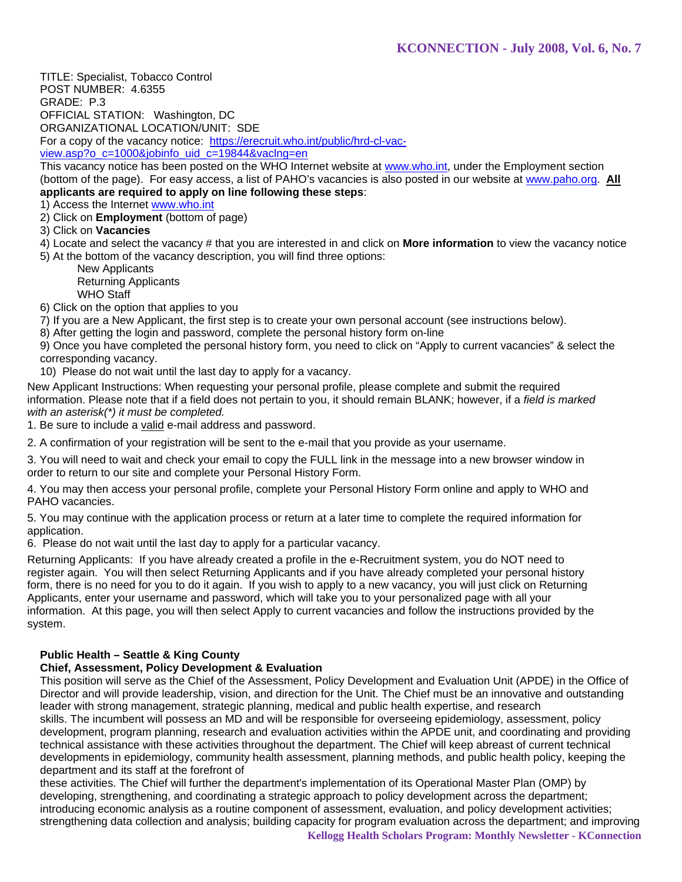TITLE: Specialist, Tobacco Control
POST NUMBER: 4.6355
GRADE: P.3
OFFICIAL STATION: Washington, DC
ORGANIZATIONAL LOCATION/UNIT: SDE
For a copy of the vacancy notice: https://erecruit.who.int/public/hrd-cl-vac-view.asp?o_c=1000&jobinfo_uid_c=19844&vaclng=en
This vacancy notice has been posted on the WHO Internet website at www.who.int, under the Employment section (bottom of the page). For easy access, a list of PAHO's vacancies is also posted in our website at www.paho.org. **All applicants are required to apply on line following these steps**:

1) Access the Internet www.who.int
2) Click on **Employment** (bottom of page)
3) Click on **Vacancies**
4) Locate and select the vacancy # that you are interested in and click on **More information** to view the vacancy notice
5) At the bottom of the vacancy description, you will find three options:
   - New Applicants
   - Returning Applicants
   - WHO Staff
6) Click on the option that applies to you
7) If you are a New Applicant, the first step is to create your own personal account (see instructions below).
8) After getting the login and password, complete the personal history form on-line
9) Once you have completed the personal history form, you need to click on "Apply to current vacancies" & select the corresponding vacancy.
10) Please do not wait until the last day to apply for a vacancy.

New Applicant Instructions: When requesting your personal profile, please complete and submit the required information. Please note that if a field does not pertain to you, it should remain BLANK; however, if a *field is marked with an asterisk(*) it must be completed.*

1. Be sure to include a valid e-mail address and password.
2. A confirmation of your registration will be sent to the e-mail that you provide as your username.
3. You will need to wait and check your email to copy the FULL link in the message into a new browser window in order to return to our site and complete your Personal History Form.
4. You may then access your personal profile, complete your Personal History Form online and apply to WHO and PAHO vacancies.
5. You may continue with the application process or return at a later time to complete the required information for application.
6. Please do not wait until the last day to apply for a particular vacancy.

Returning Applicants: If you have already created a profile in the e-Recruitment system, you do NOT need to register again. You will then select Returning Applicants and if you have already completed your personal history form, there is no need for you to do it again. If you wish to apply to a new vacancy, you will just click on Returning Applicants, enter your username and password, which will take you to your personalized page with all your information. At this page, you will then select Apply to current vacancies and follow the instructions provided by the system.

**Public Health – Seattle & King County**
**Chief, Assessment, Policy Development & Evaluation**

This position will serve as the Chief of the Assessment, Policy Development and Evaluation Unit (APDE) in the Office of Director and will provide leadership, vision, and direction for the Unit. The Chief must be an innovative and outstanding leader with strong management, strategic planning, medical and public health expertise, and research skills. The incumbent will possess an MD and will be responsible for overseeing epidemiology, assessment, policy development, program planning, research and evaluation activities within the APDE unit, and coordinating and providing technical assistance with these activities throughout the department. The Chief will keep abreast of current technical developments in epidemiology, community health assessment, planning methods, and public health policy, keeping the department and its staff at the forefront of these activities. The Chief will further the department's implementation of its Operational Master Plan (OMP) by developing, strengthening, and coordinating a strategic approach to policy development across the department; introducing economic analysis as a routine component of assessment, evaluation, and policy development activities; strengthening data collection and analysis; building capacity for program evaluation across the department; and improving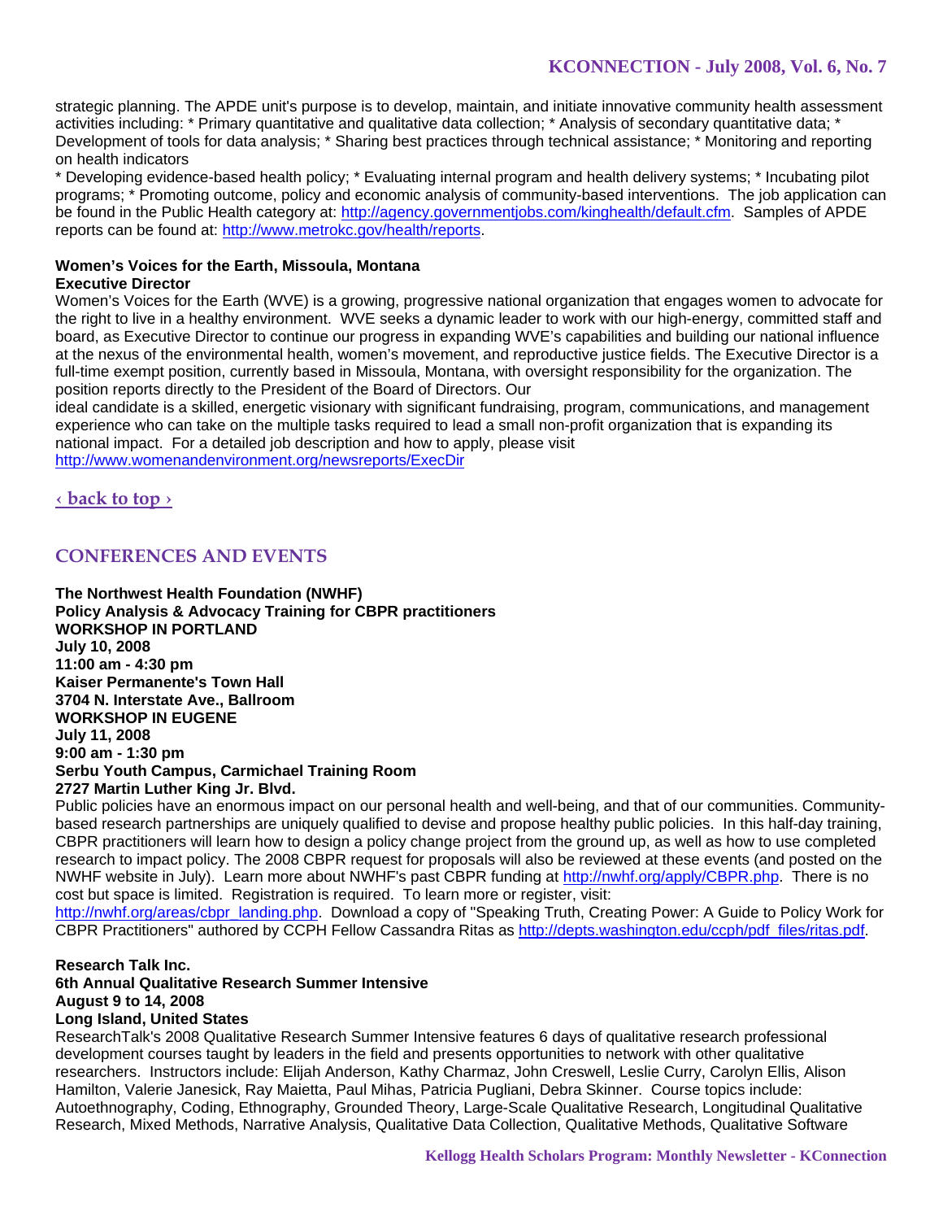strategic planning. The APDE unit's purpose is to develop, maintain, and initiate innovative community health assessment activities including: * Primary quantitative and qualitative data collection; * Analysis of secondary quantitative data; * Development of tools for data analysis; * Sharing best practices through technical assistance; * Monitoring and reporting on health indicators

* Developing evidence-based health policy; * Evaluating internal program and health delivery systems; * Incubating pilot programs; * Promoting outcome, policy and economic analysis of community-based interventions. The job application can be found in the Public Health category at: http://agency.governmentjobs.com/kinghealth/default.cfm. Samples of APDE reports can be found at: http://www.metrokc.gov/health/reports.

**Women's Voices for the Earth, Missoula, Montana**
**Executive Director**

Women's Voices for the Earth (WVE) is a growing, progressive national organization that engages women to advocate for the right to live in a healthy environment. WVE seeks a dynamic leader to work with our high-energy, committed staff and board, as Executive Director to continue our progress in expanding WVE's capabilities and building our national influence at the nexus of the environmental health, women's movement, and reproductive justice fields. The Executive Director is a full-time exempt position, currently based in Missoula, Montana, with oversight responsibility for the organization. The position reports directly to the President of the Board of Directors. Our ideal candidate is a skilled, energetic visionary with significant fundraising, program, communications, and management experience who can take on the multiple tasks required to lead a small non-profit organization that is expanding its national impact. For a detailed job description and how to apply, please visit http://www.womenandenvironment.org/newsreports/ExecDir

‹ back to top ›

## CONFERENCES AND EVENTS

**The Northwest Health Foundation (NWHF)**
**Policy Analysis & Advocacy Training for CBPR practitioners**
**WORKSHOP IN PORTLAND**
**July 10, 2008**
**11:00 am - 4:30 pm**
**Kaiser Permanente's Town Hall**
**3704 N. Interstate Ave., Ballroom**
**WORKSHOP IN EUGENE**
**July 11, 2008**
**9:00 am - 1:30 pm**
**Serbu Youth Campus, Carmichael Training Room**
**2727 Martin Luther King Jr. Blvd.**

Public policies have an enormous impact on our personal health and well-being, and that of our communities. Community-based research partnerships are uniquely qualified to devise and propose healthy public policies. In this half-day training, CBPR practitioners will learn how to design a policy change project from the ground up, as well as how to use completed research to impact policy. The 2008 CBPR request for proposals will also be reviewed at these events (and posted on the NWHF website in July). Learn more about NWHF's past CBPR funding at http://nwhf.org/apply/CBPR.php. There is no cost but space is limited. Registration is required. To learn more or register, visit: http://nwhf.org/areas/cbpr_landing.php. Download a copy of "Speaking Truth, Creating Power: A Guide to Policy Work for CBPR Practitioners" authored by CCPH Fellow Cassandra Ritas as http://depts.washington.edu/ccph/pdf_files/ritas.pdf.

**Research Talk Inc.**
**6th Annual Qualitative Research Summer Intensive**
**August 9 to 14, 2008**
**Long Island, United States**

ResearchTalk's 2008 Qualitative Research Summer Intensive features 6 days of qualitative research professional development courses taught by leaders in the field and presents opportunities to network with other qualitative researchers. Instructors include: Elijah Anderson, Kathy Charmaz, John Creswell, Leslie Curry, Carolyn Ellis, Alison Hamilton, Valerie Janesick, Ray Maietta, Paul Mihas, Patricia Pugliani, Debra Skinner. Course topics include: Autoethnography, Coding, Ethnography, Grounded Theory, Large-Scale Qualitative Research, Longitudinal Qualitative Research, Mixed Methods, Narrative Analysis, Qualitative Data Collection, Qualitative Methods, Qualitative Software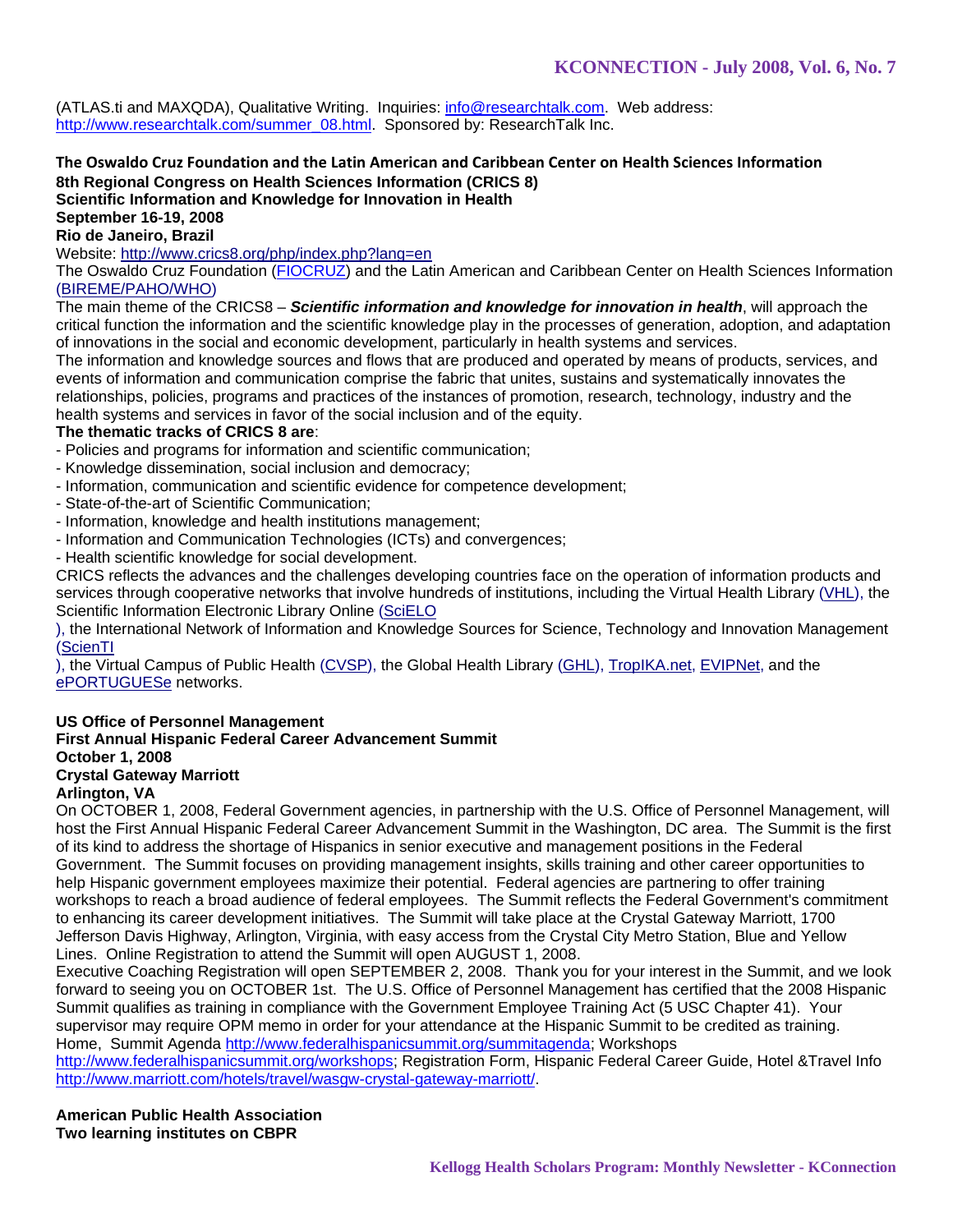(ATLAS.ti and MAXQDA), Qualitative Writing. Inquiries: info@researchtalk.com. Web address: http://www.researchtalk.com/summer_08.html. Sponsored by: ResearchTalk Inc.

**The Oswaldo Cruz Foundation and the Latin American and Caribbean Center on Health Sciences Information**
**8th Regional Congress on Health Sciences Information (CRICS 8)**
**Scientific Information and Knowledge for Innovation in Health**
**September 16-19, 2008**
**Rio de Janeiro, Brazil**

Website: http://www.crics8.org/php/index.php?lang=en

The Oswaldo Cruz Foundation (FIOCRUZ) and the Latin American and Caribbean Center on Health Sciences Information (BIREME/PAHO/WHO)

The main theme of the CRICS8 – ***Scientific information and knowledge for innovation in health***, will approach the critical function the information and the scientific knowledge play in the processes of generation, adoption, and adaptation of innovations in the social and economic development, particularly in health systems and services.

The information and knowledge sources and flows that are produced and operated by means of products, services, and events of information and communication comprise the fabric that unites, sustains and systematically innovates the relationships, policies, programs and practices of the instances of promotion, research, technology, industry and the health systems and services in favor of the social inclusion and of the equity.

**The thematic tracks of CRICS 8 are**:

- Policies and programs for information and scientific communication;
- Knowledge dissemination, social inclusion and democracy;
- Information, communication and scientific evidence for competence development;
- State-of-the-art of Scientific Communication;
- Information, knowledge and health institutions management;
- Information and Communication Technologies (ICTs) and convergences;
- Health scientific knowledge for social development.

CRICS reflects the advances and the challenges developing countries face on the operation of information products and services through cooperative networks that involve hundreds of institutions, including the Virtual Health Library (VHL), the Scientific Information Electronic Library Online (SciELO), the International Network of Information and Knowledge Sources for Science, Technology and Innovation Management (ScienTI), the Virtual Campus of Public Health (CVSP), the Global Health Library (GHL), TropIKA.net, EVIPNet, and the ePORTUGUESe networks.

**US Office of Personnel Management**
**First Annual Hispanic Federal Career Advancement Summit**
**October 1, 2008**
**Crystal Gateway Marriott**
**Arlington, VA**

On OCTOBER 1, 2008, Federal Government agencies, in partnership with the U.S. Office of Personnel Management, will host the First Annual Hispanic Federal Career Advancement Summit in the Washington, DC area. The Summit is the first of its kind to address the shortage of Hispanics in senior executive and management positions in the Federal Government. The Summit focuses on providing management insights, skills training and other career opportunities to help Hispanic government employees maximize their potential. Federal agencies are partnering to offer training workshops to reach a broad audience of federal employees. The Summit reflects the Federal Government's commitment to enhancing its career development initiatives. The Summit will take place at the Crystal Gateway Marriott, 1700 Jefferson Davis Highway, Arlington, Virginia, with easy access from the Crystal City Metro Station, Blue and Yellow Lines. Online Registration to attend the Summit will open AUGUST 1, 2008.

Executive Coaching Registration will open SEPTEMBER 2, 2008. Thank you for your interest in the Summit, and we look forward to seeing you on OCTOBER 1st. The U.S. Office of Personnel Management has certified that the 2008 Hispanic Summit qualifies as training in compliance with the Government Employee Training Act (5 USC Chapter 41). Your supervisor may require OPM memo in order for your attendance at the Hispanic Summit to be credited as training. Home, Summit Agenda http://www.federalhispanicsummit.org/summitagenda; Workshops http://www.federalhispanicsummit.org/workshops; Registration Form, Hispanic Federal Career Guide, Hotel &Travel Info http://www.marriott.com/hotels/travel/wasgw-crystal-gateway-marriott/.

**American Public Health Association**
**Two learning institutes on CBPR**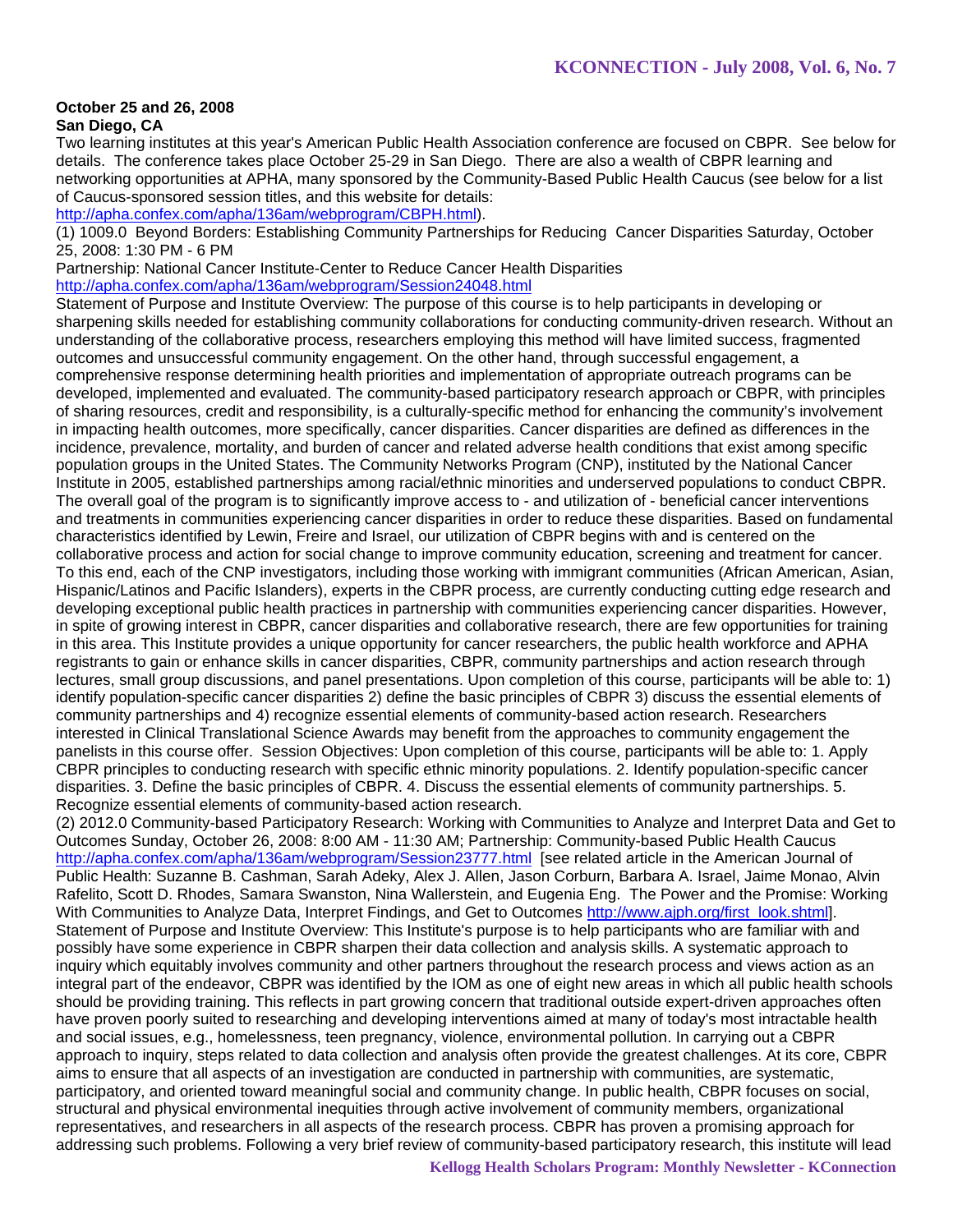**October 25 and 26, 2008**
**San Diego, CA**

Two learning institutes at this year's American Public Health Association conference are focused on CBPR. See below for details. The conference takes place October 25-29 in San Diego. There are also a wealth of CBPR learning and networking opportunities at APHA, many sponsored by the Community-Based Public Health Caucus (see below for a list of Caucus-sponsored session titles, and this website for details: http://apha.confex.com/apha/136am/webprogram/CBPH.html).

(1) 1009.0 Beyond Borders: Establishing Community Partnerships for Reducing Cancer Disparities Saturday, October 25, 2008: 1:30 PM - 6 PM

Partnership: National Cancer Institute-Center to Reduce Cancer Health Disparities
http://apha.confex.com/apha/136am/webprogram/Session24048.html

Statement of Purpose and Institute Overview: The purpose of this course is to help participants in developing or sharpening skills needed for establishing community collaborations for conducting community-driven research. Without an understanding of the collaborative process, researchers employing this method will have limited success, fragmented outcomes and unsuccessful community engagement. On the other hand, through successful engagement, a comprehensive response determining health priorities and implementation of appropriate outreach programs can be developed, implemented and evaluated. The community-based participatory research approach or CBPR, with principles of sharing resources, credit and responsibility, is a culturally-specific method for enhancing the community's involvement in impacting health outcomes, more specifically, cancer disparities. Cancer disparities are defined as differences in the incidence, prevalence, mortality, and burden of cancer and related adverse health conditions that exist among specific population groups in the United States. The Community Networks Program (CNP), instituted by the National Cancer Institute in 2005, established partnerships among racial/ethnic minorities and underserved populations to conduct CBPR. The overall goal of the program is to significantly improve access to - and utilization of - beneficial cancer interventions and treatments in communities experiencing cancer disparities in order to reduce these disparities. Based on fundamental characteristics identified by Lewin, Freire and Israel, our utilization of CBPR begins with and is centered on the collaborative process and action for social change to improve community education, screening and treatment for cancer. To this end, each of the CNP investigators, including those working with immigrant communities (African American, Asian, Hispanic/Latinos and Pacific Islanders), experts in the CBPR process, are currently conducting cutting edge research and developing exceptional public health practices in partnership with communities experiencing cancer disparities. However, in spite of growing interest in CBPR, cancer disparities and collaborative research, there are few opportunities for training in this area. This Institute provides a unique opportunity for cancer researchers, the public health workforce and APHA registrants to gain or enhance skills in cancer disparities, CBPR, community partnerships and action research through lectures, small group discussions, and panel presentations. Upon completion of this course, participants will be able to: 1) identify population-specific cancer disparities 2) define the basic principles of CBPR 3) discuss the essential elements of community partnerships and 4) recognize essential elements of community-based action research. Researchers interested in Clinical Translational Science Awards may benefit from the approaches to community engagement the panelists in this course offer. Session Objectives: Upon completion of this course, participants will be able to: 1. Apply CBPR principles to conducting research with specific ethnic minority populations. 2. Identify population-specific cancer disparities. 3. Define the basic principles of CBPR. 4. Discuss the essential elements of community partnerships. 5. Recognize essential elements of community-based action research.

(2) 2012.0 Community-based Participatory Research: Working with Communities to Analyze and Interpret Data and Get to Outcomes Sunday, October 26, 2008: 8:00 AM - 11:30 AM; Partnership: Community-based Public Health Caucus http://apha.confex.com/apha/136am/webprogram/Session23777.html [see related article in the American Journal of Public Health: Suzanne B. Cashman, Sarah Adeky, Alex J. Allen, Jason Corburn, Barbara A. Israel, Jaime Monao, Alvin Rafelito, Scott D. Rhodes, Samara Swanston, Nina Wallerstein, and Eugenia Eng. The Power and the Promise: Working With Communities to Analyze Data, Interpret Findings, and Get to Outcomes http://www.ajph.org/first_look.shtml].

Statement of Purpose and Institute Overview: This Institute's purpose is to help participants who are familiar with and possibly have some experience in CBPR sharpen their data collection and analysis skills. A systematic approach to inquiry which equitably involves community and other partners throughout the research process and views action as an integral part of the endeavor, CBPR was identified by the IOM as one of eight new areas in which all public health schools should be providing training. This reflects in part growing concern that traditional outside expert-driven approaches often have proven poorly suited to researching and developing interventions aimed at many of today's most intractable health and social issues, e.g., homelessness, teen pregnancy, violence, environmental pollution. In carrying out a CBPR approach to inquiry, steps related to data collection and analysis often provide the greatest challenges. At its core, CBPR aims to ensure that all aspects of an investigation are conducted in partnership with communities, are systematic, participatory, and oriented toward meaningful social and community change. In public health, CBPR focuses on social, structural and physical environmental inequities through active involvement of community members, organizational representatives, and researchers in all aspects of the research process. CBPR has proven a promising approach for addressing such problems. Following a very brief review of community-based participatory research, this institute will lead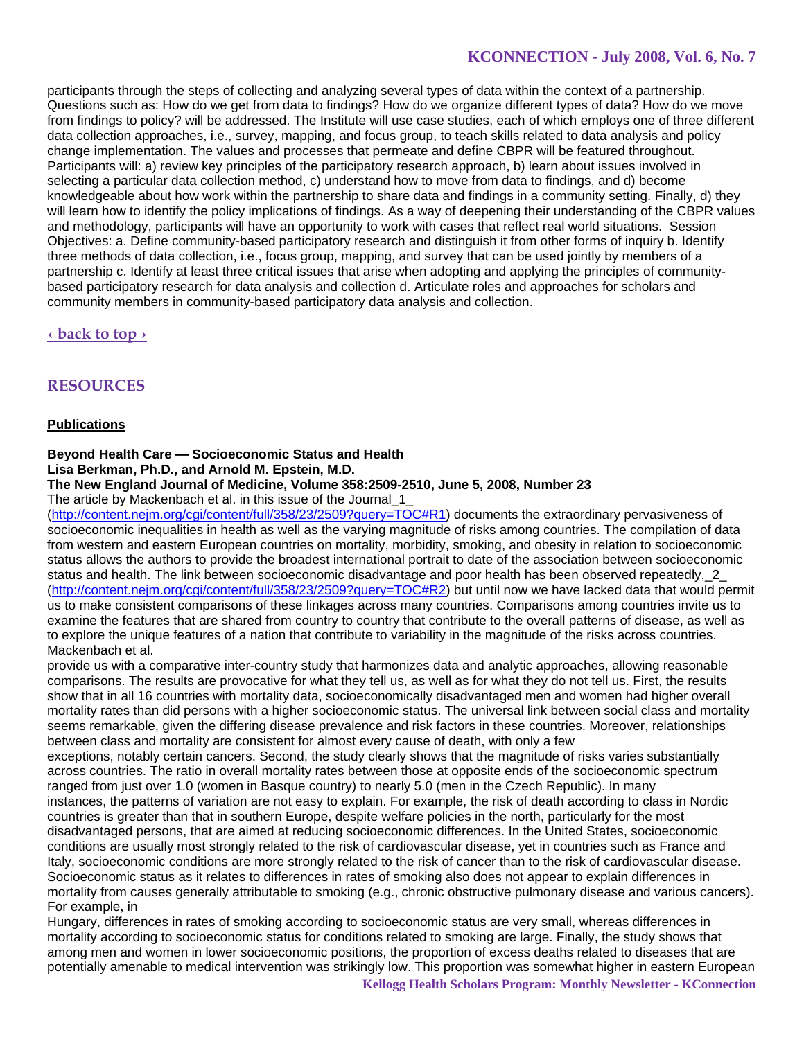participants through the steps of collecting and analyzing several types of data within the context of a partnership. Questions such as: How do we get from data to findings? How do we organize different types of data? How do we move from findings to policy? will be addressed. The Institute will use case studies, each of which employs one of three different data collection approaches, i.e., survey, mapping, and focus group, to teach skills related to data analysis and policy change implementation. The values and processes that permeate and define CBPR will be featured throughout. Participants will: a) review key principles of the participatory research approach, b) learn about issues involved in selecting a particular data collection method, c) understand how to move from data to findings, and d) become knowledgeable about how work within the partnership to share data and findings in a community setting. Finally, d) they will learn how to identify the policy implications of findings. As a way of deepening their understanding of the CBPR values and methodology, participants will have an opportunity to work with cases that reflect real world situations. Session Objectives: a. Define community-based participatory research and distinguish it from other forms of inquiry b. Identify three methods of data collection, i.e., focus group, mapping, and survey that can be used jointly by members of a partnership c. Identify at least three critical issues that arise when adopting and applying the principles of community-based participatory research for data analysis and collection d. Articulate roles and approaches for scholars and community members in community-based participatory data analysis and collection.

‹ back to top ›

## RESOURCES

### Publications

**Beyond Health Care — Socioeconomic Status and Health**
**Lisa Berkman, Ph.D., and Arnold M. Epstein, M.D.**
**The New England Journal of Medicine, Volume 358:2509-2510, June 5, 2008, Number 23**

The article by Mackenbach et al. in this issue of the Journal_1_ (http://content.nejm.org/cgi/content/full/358/23/2509?query=TOC#R1) documents the extraordinary pervasiveness of socioeconomic inequalities in health as well as the varying magnitude of risks among countries. The compilation of data from western and eastern European countries on mortality, morbidity, smoking, and obesity in relation to socioeconomic status allows the authors to provide the broadest international portrait to date of the association between socioeconomic status and health. The link between socioeconomic disadvantage and poor health has been observed repeatedly,_2_ (http://content.nejm.org/cgi/content/full/358/23/2509?query=TOC#R2) but until now we have lacked data that would permit us to make consistent comparisons of these linkages across many countries. Comparisons among countries invite us to examine the features that are shared from country to country that contribute to the overall patterns of disease, as well as to explore the unique features of a nation that contribute to variability in the magnitude of the risks across countries. Mackenbach et al.

provide us with a comparative inter-country study that harmonizes data and analytic approaches, allowing reasonable comparisons. The results are provocative for what they tell us, as well as for what they do not tell us. First, the results show that in all 16 countries with mortality data, socioeconomically disadvantaged men and women had higher overall mortality rates than did persons with a higher socioeconomic status. The universal link between social class and mortality seems remarkable, given the differing disease prevalence and risk factors in these countries. Moreover, relationships between class and mortality are consistent for almost every cause of death, with only a few exceptions, notably certain cancers. Second, the study clearly shows that the magnitude of risks varies substantially across countries. The ratio in overall mortality rates between those at opposite ends of the socioeconomic spectrum ranged from just over 1.0 (women in Basque country) to nearly 5.0 (men in the Czech Republic). In many instances, the patterns of variation are not easy to explain. For example, the risk of death according to class in Nordic countries is greater than that in southern Europe, despite welfare policies in the north, particularly for the most disadvantaged persons, that are aimed at reducing socioeconomic differences. In the United States, socioeconomic conditions are usually most strongly related to the risk of cardiovascular disease, yet in countries such as France and Italy, socioeconomic conditions are more strongly related to the risk of cancer than to the risk of cardiovascular disease. Socioeconomic status as it relates to differences in rates of smoking also does not appear to explain differences in mortality from causes generally attributable to smoking (e.g., chronic obstructive pulmonary disease and various cancers). For example, in Hungary, differences in rates of smoking according to socioeconomic status are very small, whereas differences in mortality according to socioeconomic status for conditions related to smoking are large. Finally, the study shows that among men and women in lower socioeconomic positions, the proportion of excess deaths related to diseases that are potentially amenable to medical intervention was strikingly low. This proportion was somewhat higher in eastern European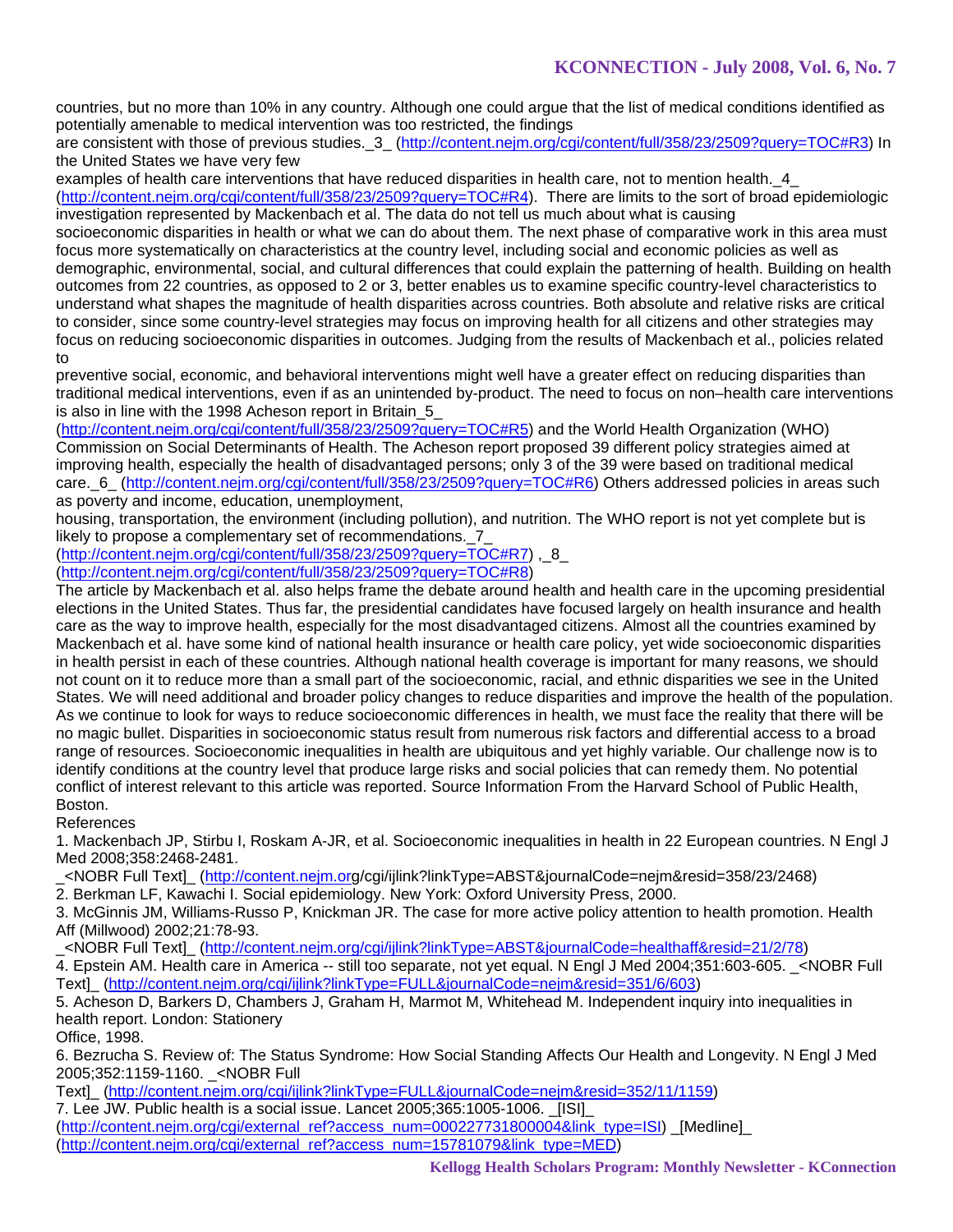countries, but no more than 10% in any country. Although one could argue that the list of medical conditions identified as potentially amenable to medical intervention was too restricted, the findings
are consistent with those of previous studies._3_ (http://content.nejm.org/cgi/content/full/358/23/2509?query=TOC#R3) In the United States we have very few
examples of health care interventions that have reduced disparities in health care, not to mention health._4_ (http://content.nejm.org/cgi/content/full/358/23/2509?query=TOC#R4). There are limits to the sort of broad epidemiologic investigation represented by Mackenbach et al. The data do not tell us much about what is causing
socioeconomic disparities in health or what we can do about them. The next phase of comparative work in this area must focus more systematically on characteristics at the country level, including social and economic policies as well as demographic, environmental, social, and cultural differences that could explain the patterning of health. Building on health outcomes from 22 countries, as opposed to 2 or 3, better enables us to examine specific country-level characteristics to understand what shapes the magnitude of health disparities across countries. Both absolute and relative risks are critical to consider, since some country-level strategies may focus on improving health for all citizens and other strategies may focus on reducing socioeconomic disparities in outcomes. Judging from the results of Mackenbach et al., policies related to
preventive social, economic, and behavioral interventions might well have a greater effect on reducing disparities than traditional medical interventions, even if as an unintended by-product. The need to focus on non–health care interventions is also in line with the 1998 Acheson report in Britain_5_
(http://content.nejm.org/cgi/content/full/358/23/2509?query=TOC#R5) and the World Health Organization (WHO) Commission on Social Determinants of Health. The Acheson report proposed 39 different policy strategies aimed at improving health, especially the health of disadvantaged persons; only 3 of the 39 were based on traditional medical care._6_ (http://content.nejm.org/cgi/content/full/358/23/2509?query=TOC#R6) Others addressed policies in areas such as poverty and income, education, unemployment,
housing, transportation, the environment (including pollution), and nutrition. The WHO report is not yet complete but is likely to propose a complementary set of recommendations._7_
(http://content.nejm.org/cgi/content/full/358/23/2509?query=TOC#R7) ,_8_
(http://content.nejm.org/cgi/content/full/358/23/2509?query=TOC#R8)
The article by Mackenbach et al. also helps frame the debate around health and health care in the upcoming presidential elections in the United States. Thus far, the presidential candidates have focused largely on health insurance and health care as the way to improve health, especially for the most disadvantaged citizens. Almost all the countries examined by Mackenbach et al. have some kind of national health insurance or health care policy, yet wide socioeconomic disparities in health persist in each of these countries. Although national health coverage is important for many reasons, we should not count on it to reduce more than a small part of the socioeconomic, racial, and ethnic disparities we see in the United States. We will need additional and broader policy changes to reduce disparities and improve the health of the population. As we continue to look for ways to reduce socioeconomic differences in health, we must face the reality that there will be no magic bullet. Disparities in socioeconomic status result from numerous risk factors and differential access to a broad range of resources. Socioeconomic inequalities in health are ubiquitous and yet highly variable. Our challenge now is to identify conditions at the country level that produce large risks and social policies that can remedy them. No potential conflict of interest relevant to this article was reported. Source Information From the Harvard School of Public Health, Boston.

References

1. Mackenbach JP, Stirbu I, Roskam A-JR, et al. Socioeconomic inequalities in health in 22 European countries. N Engl J Med 2008;358:2468-2481.
_<NOBR Full Text]_ (http://content.nejm.org/cgi/ijlink?linkType=ABST&journalCode=nejm&resid=358/23/2468)
2. Berkman LF, Kawachi I. Social epidemiology. New York: Oxford University Press, 2000.
3. McGinnis JM, Williams-Russo P, Knickman JR. The case for more active policy attention to health promotion. Health Aff (Millwood) 2002;21:78-93.
_<NOBR Full Text]_ (http://content.nejm.org/cgi/ijlink?linkType=ABST&journalCode=healthaff&resid=21/2/78)
4. Epstein AM. Health care in America -- still too separate, not yet equal. N Engl J Med 2004;351:603-605. _<NOBR Full Text]_ (http://content.nejm.org/cgi/ijlink?linkType=FULL&journalCode=nejm&resid=351/6/603)
5. Acheson D, Barkers D, Chambers J, Graham H, Marmot M, Whitehead M. Independent inquiry into inequalities in health report. London: Stationery
Office, 1998.
6. Bezrucha S. Review of: The Status Syndrome: How Social Standing Affects Our Health and Longevity. N Engl J Med 2005;352:1159-1160. _<NOBR Full
Text]_ (http://content.nejm.org/cgi/ijlink?linkType=FULL&journalCode=nejm&resid=352/11/1159)
7. Lee JW. Public health is a social issue. Lancet 2005;365:1005-1006. _[ISI]_
(http://content.nejm.org/cgi/external_ref?access_num=000227731800004&link_type=ISI) _[Medline]_
(http://content.nejm.org/cgi/external_ref?access_num=15781079&link_type=MED)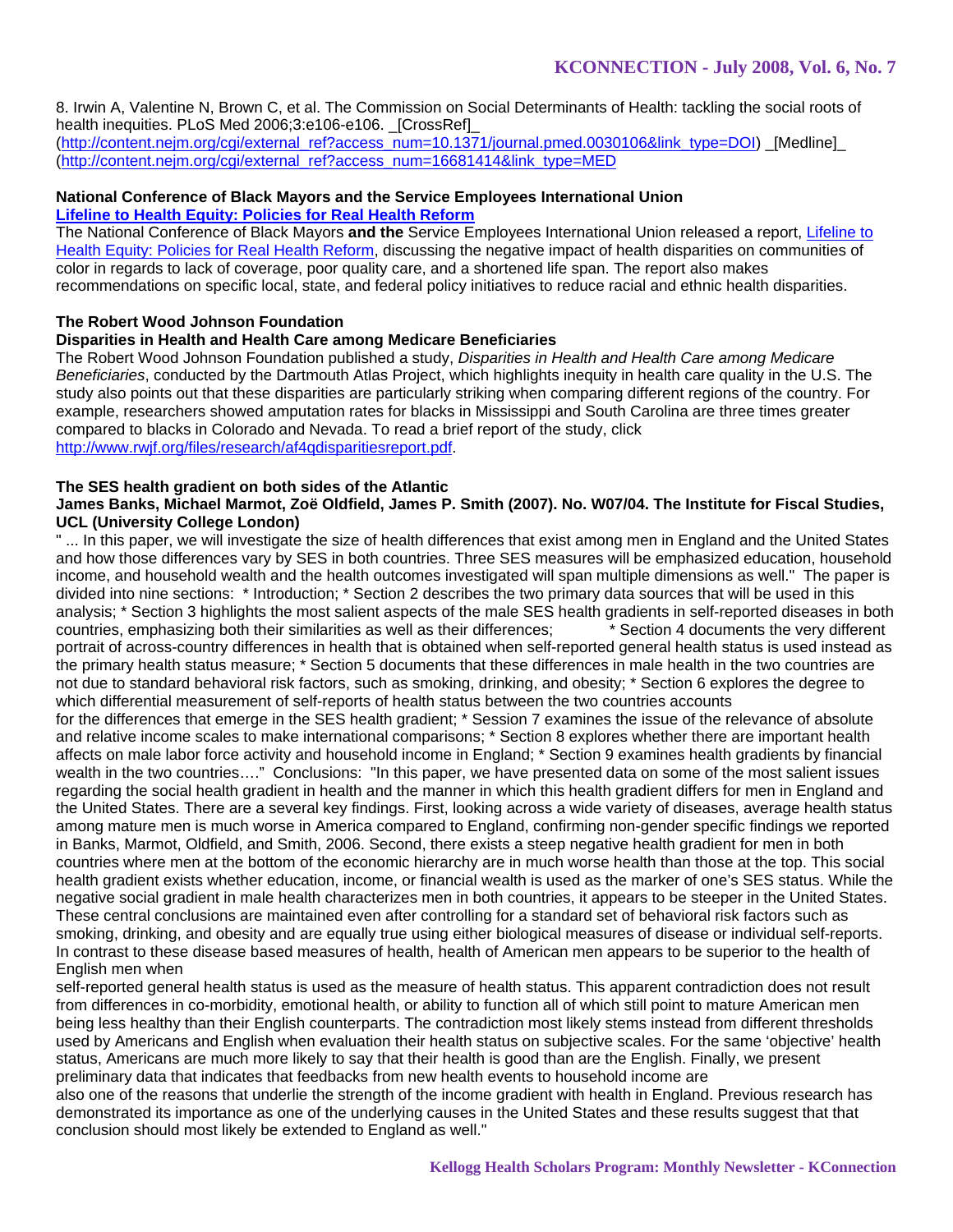8. Irwin A, Valentine N, Brown C, et al. The Commission on Social Determinants of Health: tackling the social roots of health inequities. PLoS Med 2006;3:e106-e106. _[CrossRef]_ (http://content.nejm.org/cgi/external_ref?access_num=10.1371/journal.pmed.0030106&link_type=DOI) _[Medline]_ (http://content.nejm.org/cgi/external_ref?access_num=16681414&link_type=MED

**National Conference of Black Mayors and the Service Employees International Union**
**[Lifeline to Health Equity: Policies for Real Health Reform]**

The National Conference of Black Mayors **and the** Service Employees International Union released a report, Lifeline to Health Equity: Policies for Real Health Reform, discussing the negative impact of health disparities on communities of color in regards to lack of coverage, poor quality care, and a shortened life span. The report also makes recommendations on specific local, state, and federal policy initiatives to reduce racial and ethnic health disparities.

**The Robert Wood Johnson Foundation**
**Disparities in Health and Health Care among Medicare Beneficiaries**

The Robert Wood Johnson Foundation published a study, *Disparities in Health and Health Care among Medicare Beneficiaries*, conducted by the Dartmouth Atlas Project, which highlights inequity in health care quality in the U.S. The study also points out that these disparities are particularly striking when comparing different regions of the country. For example, researchers showed amputation rates for blacks in Mississippi and South Carolina are three times greater compared to blacks in Colorado and Nevada. To read a brief report of the study, click http://www.rwjf.org/files/research/af4qdisparitiesreport.pdf.

**The SES health gradient on both sides of the Atlantic**
**James Banks, Michael Marmot, Zoë Oldfield, James P. Smith (2007). No. W07/04. The Institute for Fiscal Studies, UCL (University College London)**

" ... In this paper, we will investigate the size of health differences that exist among men in England and the United States and how those differences vary by SES in both countries. Three SES measures will be emphasized education, household income, and household wealth and the health outcomes investigated will span multiple dimensions as well." The paper is divided into nine sections: * Introduction; * Section 2 describes the two primary data sources that will be used in this analysis; * Section 3 highlights the most salient aspects of the male SES health gradients in self-reported diseases in both countries, emphasizing both their similarities as well as their differences; * Section 4 documents the very different portrait of across-country differences in health that is obtained when self-reported general health status is used instead as the primary health status measure; * Section 5 documents that these differences in male health in the two countries are not due to standard behavioral risk factors, such as smoking, drinking, and obesity; * Section 6 explores the degree to which differential measurement of self-reports of health status between the two countries accounts for the differences that emerge in the SES health gradient; * Session 7 examines the issue of the relevance of absolute and relative income scales to make international comparisons; * Section 8 explores whether there are important health affects on male labor force activity and household income in England; * Section 9 examines health gradients by financial wealth in the two countries…." Conclusions: "In this paper, we have presented data on some of the most salient issues regarding the social health gradient in health and the manner in which this health gradient differs for men in England and the United States. There are a several key findings. First, looking across a wide variety of diseases, average health status among mature men is much worse in America compared to England, confirming non-gender specific findings we reported in Banks, Marmot, Oldfield, and Smith, 2006. Second, there exists a steep negative health gradient for men in both countries where men at the bottom of the economic hierarchy are in much worse health than those at the top. This social health gradient exists whether education, income, or financial wealth is used as the marker of one's SES status. While the negative social gradient in male health characterizes men in both countries, it appears to be steeper in the United States. These central conclusions are maintained even after controlling for a standard set of behavioral risk factors such as smoking, drinking, and obesity and are equally true using either biological measures of disease or individual self-reports. In contrast to these disease based measures of health, health of American men appears to be superior to the health of English men when self-reported general health status is used as the measure of health status. This apparent contradiction does not result from differences in co-morbidity, emotional health, or ability to function all of which still point to mature American men being less healthy than their English counterparts. The contradiction most likely stems instead from different thresholds used by Americans and English when evaluation their health status on subjective scales. For the same 'objective' health status, Americans are much more likely to say that their health is good than are the English. Finally, we present preliminary data that indicates that feedbacks from new health events to household income are also one of the reasons that underlie the strength of the income gradient with health in England. Previous research has demonstrated its importance as one of the underlying causes in the United States and these results suggest that that conclusion should most likely be extended to England as well."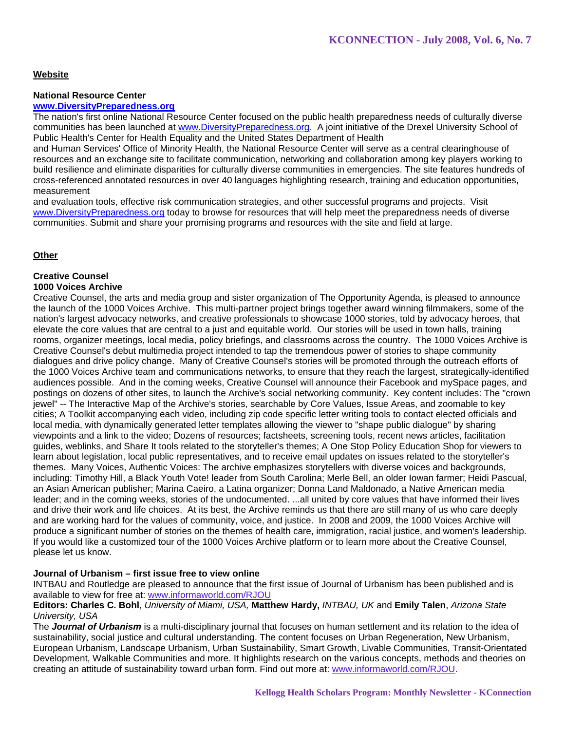## Website

### National Resource Center

**www.DiversityPreparedness.org**

The nation's first online National Resource Center focused on the public health preparedness needs of culturally diverse communities has been launched at www.DiversityPreparedness.org. A joint initiative of the Drexel University School of Public Health's Center for Health Equality and the United States Department of Health and Human Services' Office of Minority Health, the National Resource Center will serve as a central clearinghouse of resources and an exchange site to facilitate communication, networking and collaboration among key players working to build resilience and eliminate disparities for culturally diverse communities in emergencies. The site features hundreds of cross-referenced annotated resources in over 40 languages highlighting research, training and education opportunities, measurement and evaluation tools, effective risk communication strategies, and other successful programs and projects. Visit www.DiversityPreparedness.org today to browse for resources that will help meet the preparedness needs of diverse communities. Submit and share your promising programs and resources with the site and field at large.

## Other

### Creative Counsel

**1000 Voices Archive**

Creative Counsel, the arts and media group and sister organization of The Opportunity Agenda, is pleased to announce the launch of the 1000 Voices Archive. This multi-partner project brings together award winning filmmakers, some of the nation's largest advocacy networks, and creative professionals to showcase 1000 stories, told by advocacy heroes, that elevate the core values that are central to a just and equitable world. Our stories will be used in town halls, training rooms, organizer meetings, local media, policy briefings, and classrooms across the country. The 1000 Voices Archive is Creative Counsel's debut multimedia project intended to tap the tremendous power of stories to shape community dialogues and drive policy change. Many of Creative Counsel's stories will be promoted through the outreach efforts of the 1000 Voices Archive team and communications networks, to ensure that they reach the largest, strategically-identified audiences possible. And in the coming weeks, Creative Counsel will announce their Facebook and mySpace pages, and postings on dozens of other sites, to launch the Archive's social networking community. Key content includes: The "crown jewel" -- The Interactive Map of the Archive's stories, searchable by Core Values, Issue Areas, and zoomable to key cities; A Toolkit accompanying each video, including zip code specific letter writing tools to contact elected officials and local media, with dynamically generated letter templates allowing the viewer to "shape public dialogue" by sharing viewpoints and a link to the video; Dozens of resources; factsheets, screening tools, recent news articles, facilitation guides, weblinks, and Share It tools related to the storyteller's themes; A One Stop Policy Education Shop for viewers to learn about legislation, local public representatives, and to receive email updates on issues related to the storyteller's themes. Many Voices, Authentic Voices: The archive emphasizes storytellers with diverse voices and backgrounds, including: Timothy Hill, a Black Youth Vote! leader from South Carolina; Merle Bell, an older Iowan farmer; Heidi Pascual, an Asian American publisher; Marina Caeiro, a Latina organizer; Donna Land Maldonado, a Native American media leader; and in the coming weeks, stories of the undocumented. ...all united by core values that have informed their lives and drive their work and life choices. At its best, the Archive reminds us that there are still many of us who care deeply and are working hard for the values of community, voice, and justice. In 2008 and 2009, the 1000 Voices Archive will produce a significant number of stories on the themes of health care, immigration, racial justice, and women's leadership. If you would like a customized tour of the 1000 Voices Archive platform or to learn more about the Creative Counsel, please let us know.

### Journal of Urbanism – first issue free to view online

INTBAU and Routledge are pleased to announce that the first issue of Journal of Urbanism has been published and is available to view for free at: www.informaworld.com/RJOU

**Editors: Charles C. Bohl**, *University of Miami, USA,* **Matthew Hardy,** *INTBAU, UK* and **Emily Talen**, *Arizona State University, USA*

The ***Journal of Urbanism*** is a multi-disciplinary journal that focuses on human settlement and its relation to the idea of sustainability, social justice and cultural understanding. The content focuses on Urban Regeneration, New Urbanism, European Urbanism, Landscape Urbanism, Urban Sustainability, Smart Growth, Livable Communities, Transit-Orientated Development, Walkable Communities and more. It highlights research on the various concepts, methods and theories on creating an attitude of sustainability toward urban form. Find out more at: www.informaworld.com/RJOU.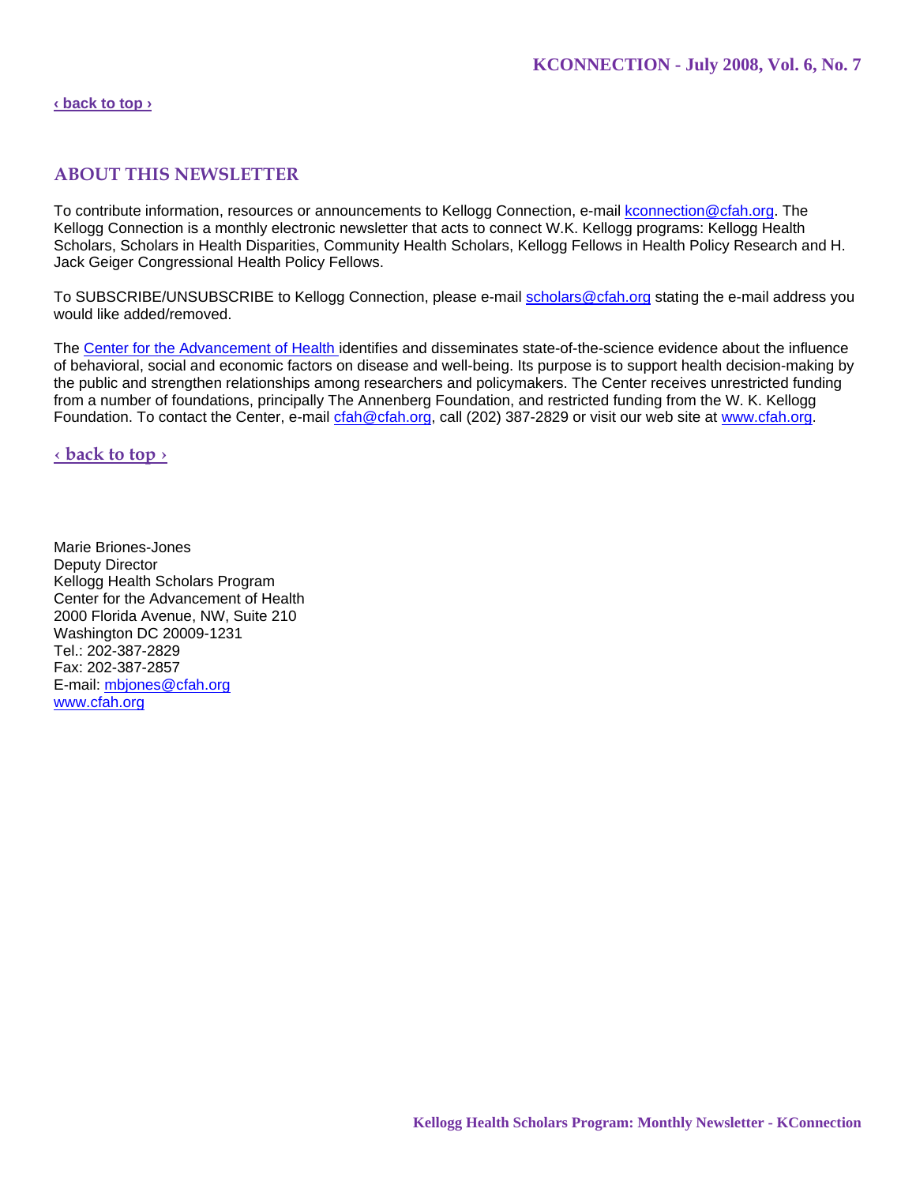‹ back to top ›

## ABOUT THIS NEWSLETTER

To contribute information, resources or announcements to Kellogg Connection, e-mail kconnection@cfah.org. The Kellogg Connection is a monthly electronic newsletter that acts to connect W.K. Kellogg programs: Kellogg Health Scholars, Scholars in Health Disparities, Community Health Scholars, Kellogg Fellows in Health Policy Research and H. Jack Geiger Congressional Health Policy Fellows.

To SUBSCRIBE/UNSUBSCRIBE to Kellogg Connection, please e-mail scholars@cfah.org stating the e-mail address you would like added/removed.

The Center for the Advancement of Health identifies and disseminates state-of-the-science evidence about the influence of behavioral, social and economic factors on disease and well-being. Its purpose is to support health decision-making by the public and strengthen relationships among researchers and policymakers. The Center receives unrestricted funding from a number of foundations, principally The Annenberg Foundation, and restricted funding from the W. K. Kellogg Foundation. To contact the Center, e-mail cfah@cfah.org, call (202) 387-2829 or visit our web site at www.cfah.org.

‹ back to top ›

Marie Briones-Jones
Deputy Director
Kellogg Health Scholars Program
Center for the Advancement of Health
2000 Florida Avenue, NW, Suite 210
Washington DC 20009-1231
Tel.: 202-387-2829
Fax: 202-387-2857
E-mail: mbjones@cfah.org
www.cfah.org